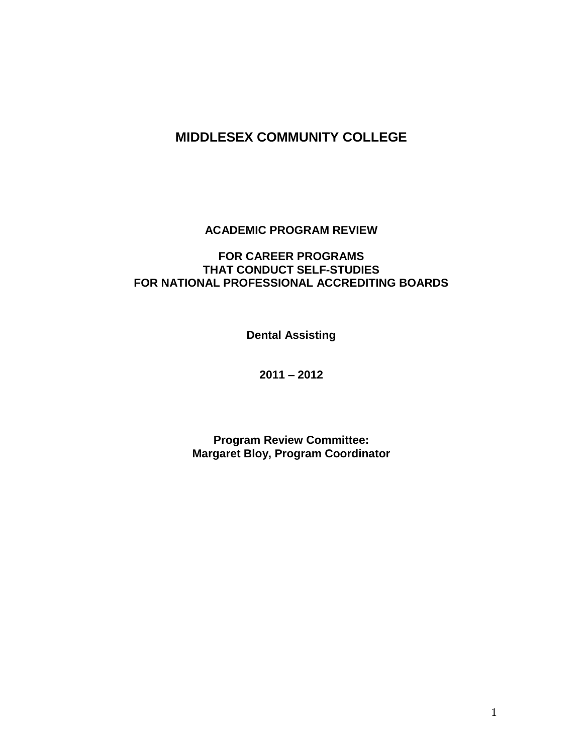# MIDDLESEX COMMUNITY COLLEGE

## ACADEMIC PROGRAM REVIEW

## FOR CAREER PROGRAMS THAT CONDUCT SELF-STUDIES FOR NATIONAL PROFESSIONAL ACCREDITING BOARDS

**Dental Assisting**

**2011 – 2012**

**Program Review Committee:**
**Margaret Bloy, Program Coordinator**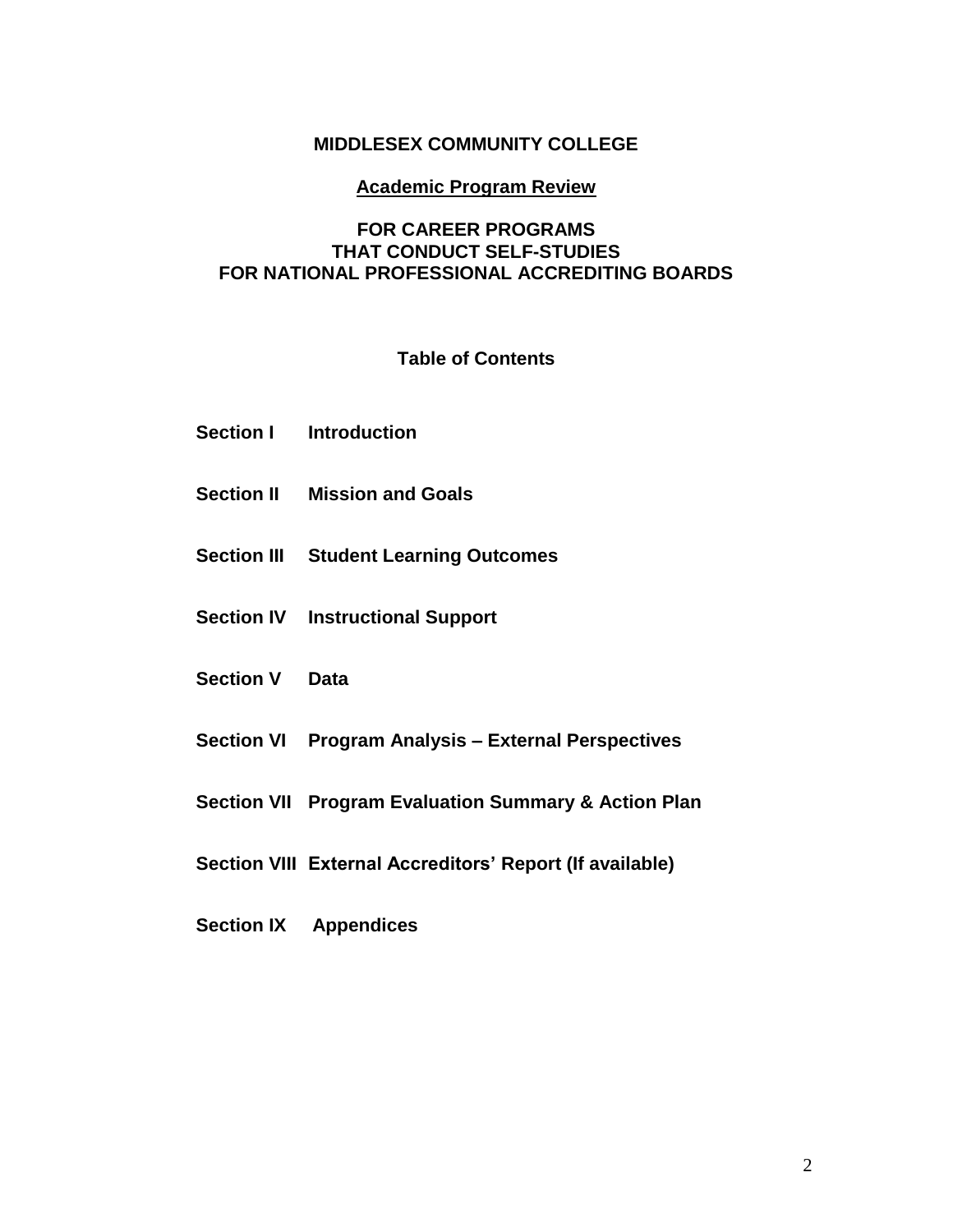# MIDDLESEX COMMUNITY COLLEGE

## Academic Program Review

## FOR CAREER PROGRAMS THAT CONDUCT SELF-STUDIES FOR NATIONAL PROFESSIONAL ACCREDITING BOARDS

### Table of Contents

**Section I Introduction**

**Section II Mission and Goals**

**Section III Student Learning Outcomes**

**Section IV Instructional Support**

**Section V Data**

**Section VI Program Analysis – External Perspectives**

**Section VII Program Evaluation Summary & Action Plan**

**Section VIII External Accreditors' Report (If available)**

**Section IX Appendices**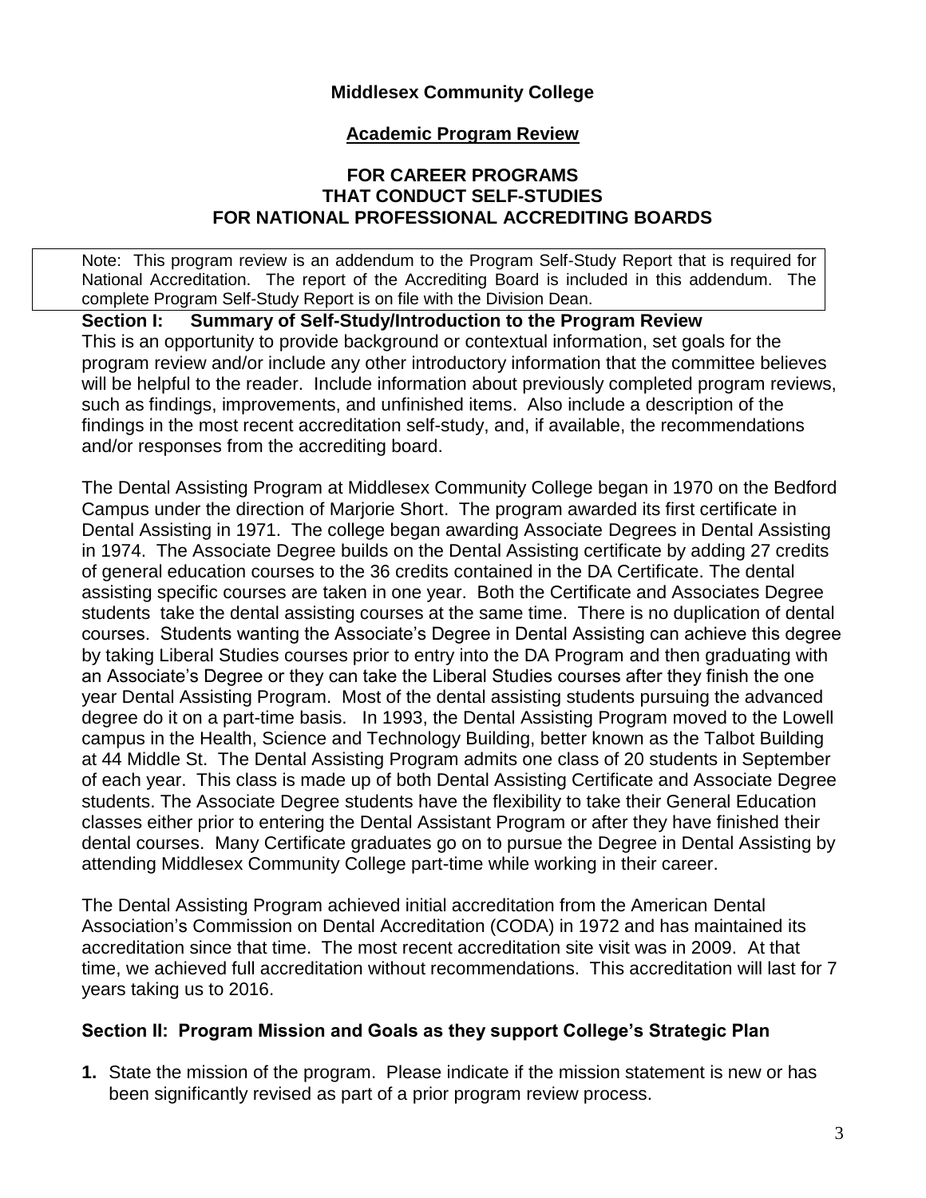**Middlesex Community College**

**Academic Program Review**

**FOR CAREER PROGRAMS THAT CONDUCT SELF-STUDIES FOR NATIONAL PROFESSIONAL ACCREDITING BOARDS**

> Note: This program review is an addendum to the Program Self-Study Report that is required for National Accreditation. The report of the Accrediting Board is included in this addendum. The complete Program Self-Study Report is on file with the Division Dean.

## Section I: Summary of Self-Study/Introduction to the Program Review

This is an opportunity to provide background or contextual information, set goals for the program review and/or include any other introductory information that the committee believes will be helpful to the reader. Include information about previously completed program reviews, such as findings, improvements, and unfinished items. Also include a description of the findings in the most recent accreditation self-study, and, if available, the recommendations and/or responses from the accrediting board.

The Dental Assisting Program at Middlesex Community College began in 1970 on the Bedford Campus under the direction of Marjorie Short. The program awarded its first certificate in Dental Assisting in 1971. The college began awarding Associate Degrees in Dental Assisting in 1974. The Associate Degree builds on the Dental Assisting certificate by adding 27 credits of general education courses to the 36 credits contained in the DA Certificate. The dental assisting specific courses are taken in one year. Both the Certificate and Associates Degree students take the dental assisting courses at the same time. There is no duplication of dental courses. Students wanting the Associate's Degree in Dental Assisting can achieve this degree by taking Liberal Studies courses prior to entry into the DA Program and then graduating with an Associate's Degree or they can take the Liberal Studies courses after they finish the one year Dental Assisting Program. Most of the dental assisting students pursuing the advanced degree do it on a part-time basis. In 1993, the Dental Assisting Program moved to the Lowell campus in the Health, Science and Technology Building, better known as the Talbot Building at 44 Middle St. The Dental Assisting Program admits one class of 20 students in September of each year. This class is made up of both Dental Assisting Certificate and Associate Degree students. The Associate Degree students have the flexibility to take their General Education classes either prior to entering the Dental Assistant Program or after they have finished their dental courses. Many Certificate graduates go on to pursue the Degree in Dental Assisting by attending Middlesex Community College part-time while working in their career.

The Dental Assisting Program achieved initial accreditation from the American Dental Association's Commission on Dental Accreditation (CODA) in 1972 and has maintained its accreditation since that time. The most recent accreditation site visit was in 2009. At that time, we achieved full accreditation without recommendations. This accreditation will last for 7 years taking us to 2016.

## Section II: Program Mission and Goals as they support College's Strategic Plan

1. State the mission of the program. Please indicate if the mission statement is new or has been significantly revised as part of a prior program review process.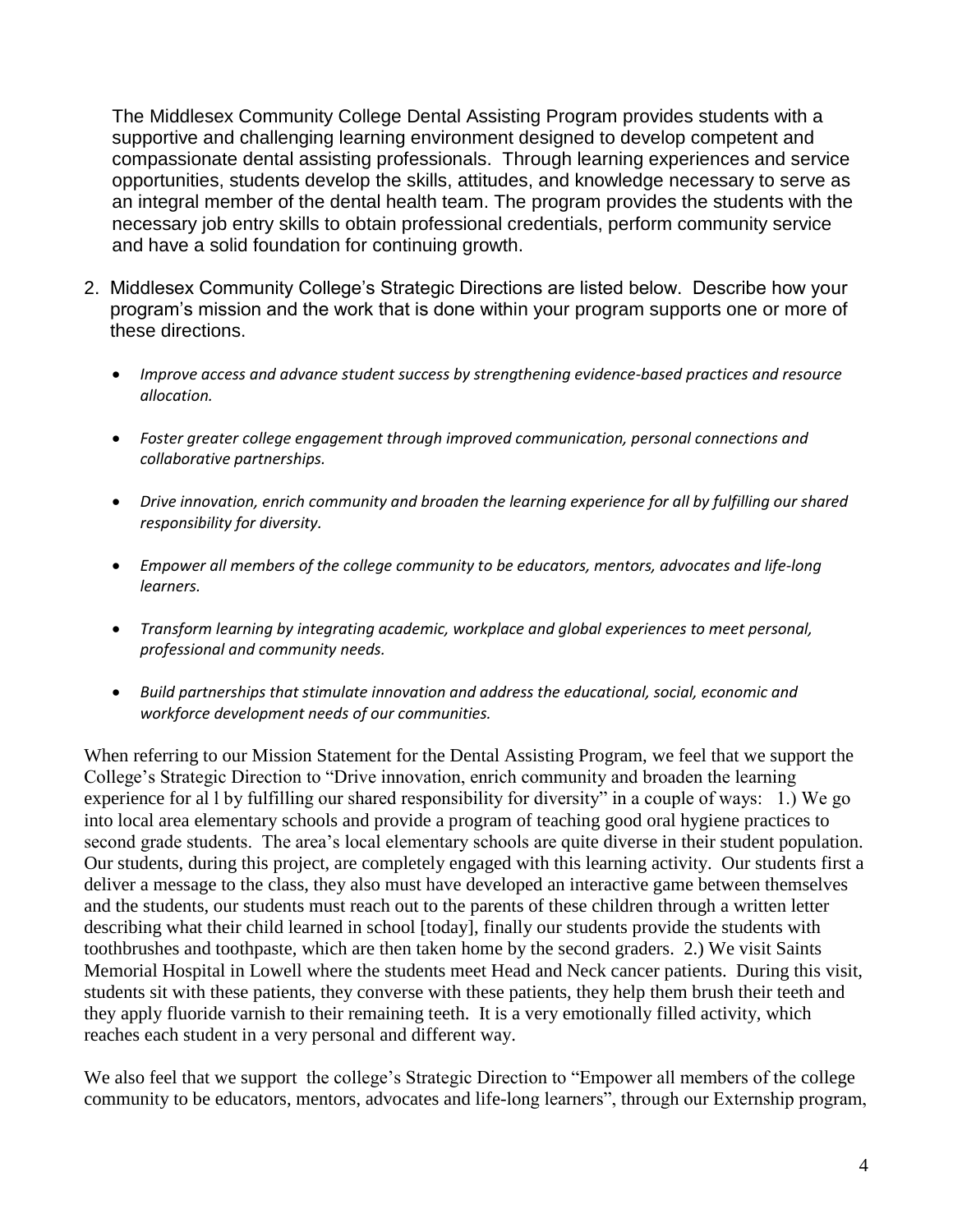The Middlesex Community College Dental Assisting Program provides students with a supportive and challenging learning environment designed to develop competent and compassionate dental assisting professionals. Through learning experiences and service opportunities, students develop the skills, attitudes, and knowledge necessary to serve as an integral member of the dental health team. The program provides the students with the necessary job entry skills to obtain professional credentials, perform community service and have a solid foundation for continuing growth.

2. Middlesex Community College's Strategic Directions are listed below. Describe how your program's mission and the work that is done within your program supports one or more of these directions.

   - *Improve access and advance student success by strengthening evidence-based practices and resource allocation.*
   - *Foster greater college engagement through improved communication, personal connections and collaborative partnerships.*
   - *Drive innovation, enrich community and broaden the learning experience for all by fulfilling our shared responsibility for diversity.*
   - *Empower all members of the college community to be educators, mentors, advocates and life-long learners.*
   - *Transform learning by integrating academic, workplace and global experiences to meet personal, professional and community needs.*
   - *Build partnerships that stimulate innovation and address the educational, social, economic and workforce development needs of our communities.*

When referring to our Mission Statement for the Dental Assisting Program, we feel that we support the College's Strategic Direction to "Drive innovation, enrich community and broaden the learning experience for al l by fulfilling our shared responsibility for diversity" in a couple of ways: 1.) We go into local area elementary schools and provide a program of teaching good oral hygiene practices to second grade students. The area's local elementary schools are quite diverse in their student population. Our students, during this project, are completely engaged with this learning activity. Our students first a deliver a message to the class, they also must have developed an interactive game between themselves and the students, our students must reach out to the parents of these children through a written letter describing what their child learned in school [today], finally our students provide the students with toothbrushes and toothpaste, which are then taken home by the second graders. 2.) We visit Saints Memorial Hospital in Lowell where the students meet Head and Neck cancer patients. During this visit, students sit with these patients, they converse with these patients, they help them brush their teeth and they apply fluoride varnish to their remaining teeth. It is a very emotionally filled activity, which reaches each student in a very personal and different way.

We also feel that we support the college's Strategic Direction to "Empower all members of the college community to be educators, mentors, advocates and life-long learners", through our Externship program,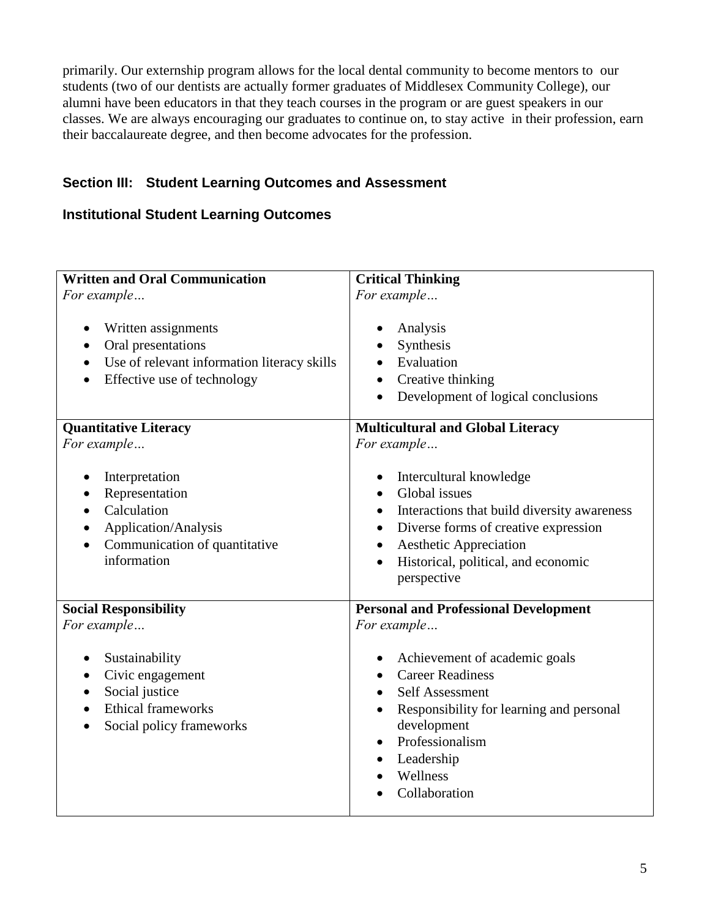primarily. Our externship program allows for the local dental community to become mentors to our students (two of our dentists are actually former graduates of Middlesex Community College), our alumni have been educators in that they teach courses in the program or are guest speakers in our classes. We are always encouraging our graduates to continue on, to stay active in their profession, earn their baccalaureate degree, and then become advocates for the profession.

## Section III: Student Learning Outcomes and Assessment

### Institutional Student Learning Outcomes

| **Written and Oral Communication** | **Critical Thinking** |
|---|---|
| *For example…*<br><br>• Written assignments<br>• Oral presentations<br>• Use of relevant information literacy skills<br>• Effective use of technology | *For example…*<br><br>• Analysis<br>• Synthesis<br>• Evaluation<br>• Creative thinking<br>• Development of logical conclusions |
| **Quantitative Literacy**<br>*For example…*<br><br>• Interpretation<br>• Representation<br>• Calculation<br>• Application/Analysis<br>• Communication of quantitative information | **Multicultural and Global Literacy**<br>*For example…*<br><br>• Intercultural knowledge<br>• Global issues<br>• Interactions that build diversity awareness<br>• Diverse forms of creative expression<br>• Aesthetic Appreciation<br>• Historical, political, and economic perspective |
| **Social Responsibility**<br>*For example…*<br><br>• Sustainability<br>• Civic engagement<br>• Social justice<br>• Ethical frameworks<br>• Social policy frameworks | **Personal and Professional Development**<br>*For example…*<br><br>• Achievement of academic goals<br>• Career Readiness<br>• Self Assessment<br>• Responsibility for learning and personal development<br>• Professionalism<br>• Leadership<br>• Wellness<br>• Collaboration |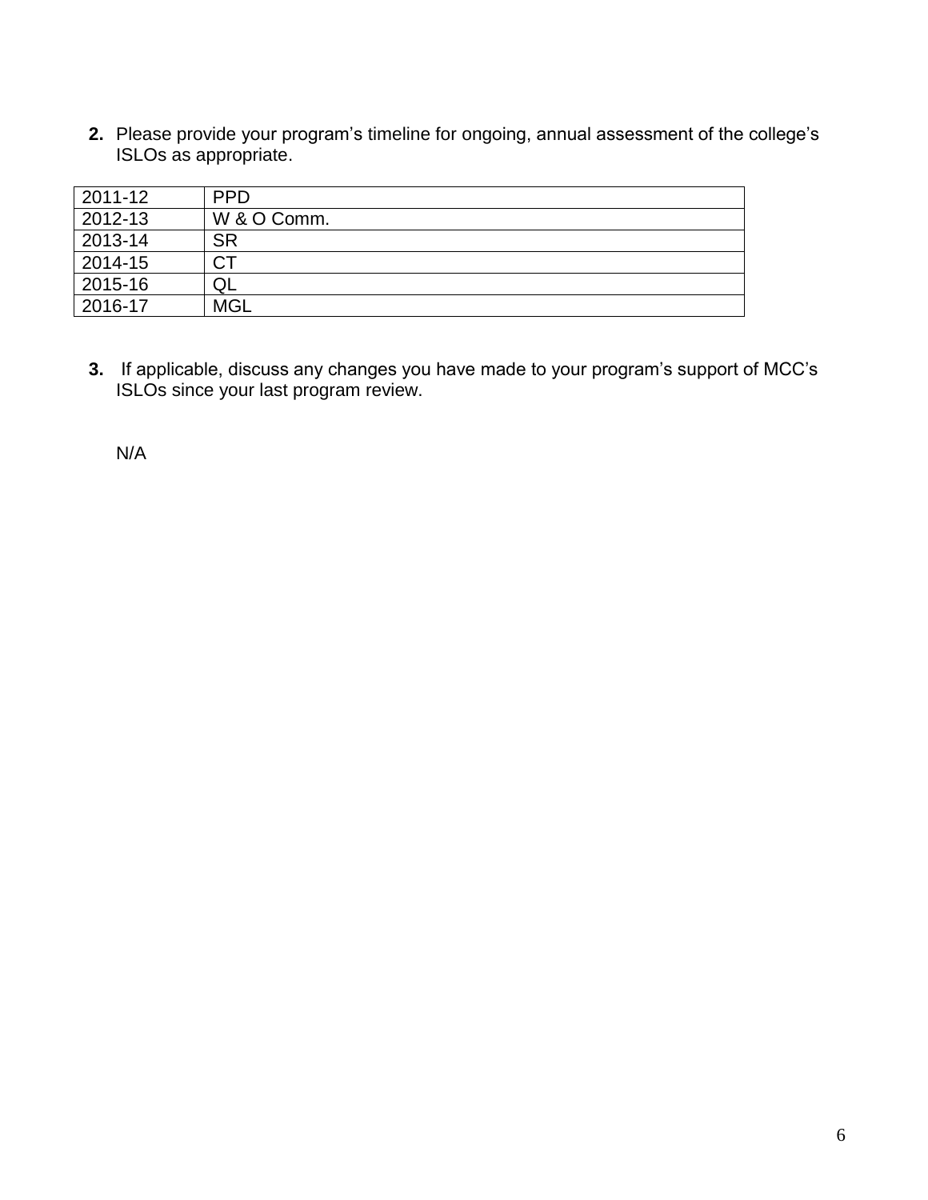2. Please provide your program's timeline for ongoing, annual assessment of the college's ISLOs as appropriate.

| | |
|---|---|
| 2011-12 | PPD |
| 2012-13 | W & O Comm. |
| 2013-14 | SR |
| 2014-15 | CT |
| 2015-16 | QL |
| 2016-17 | MGL |

3. If applicable, discuss any changes you have made to your program's support of MCC's ISLOs since your last program review.

N/A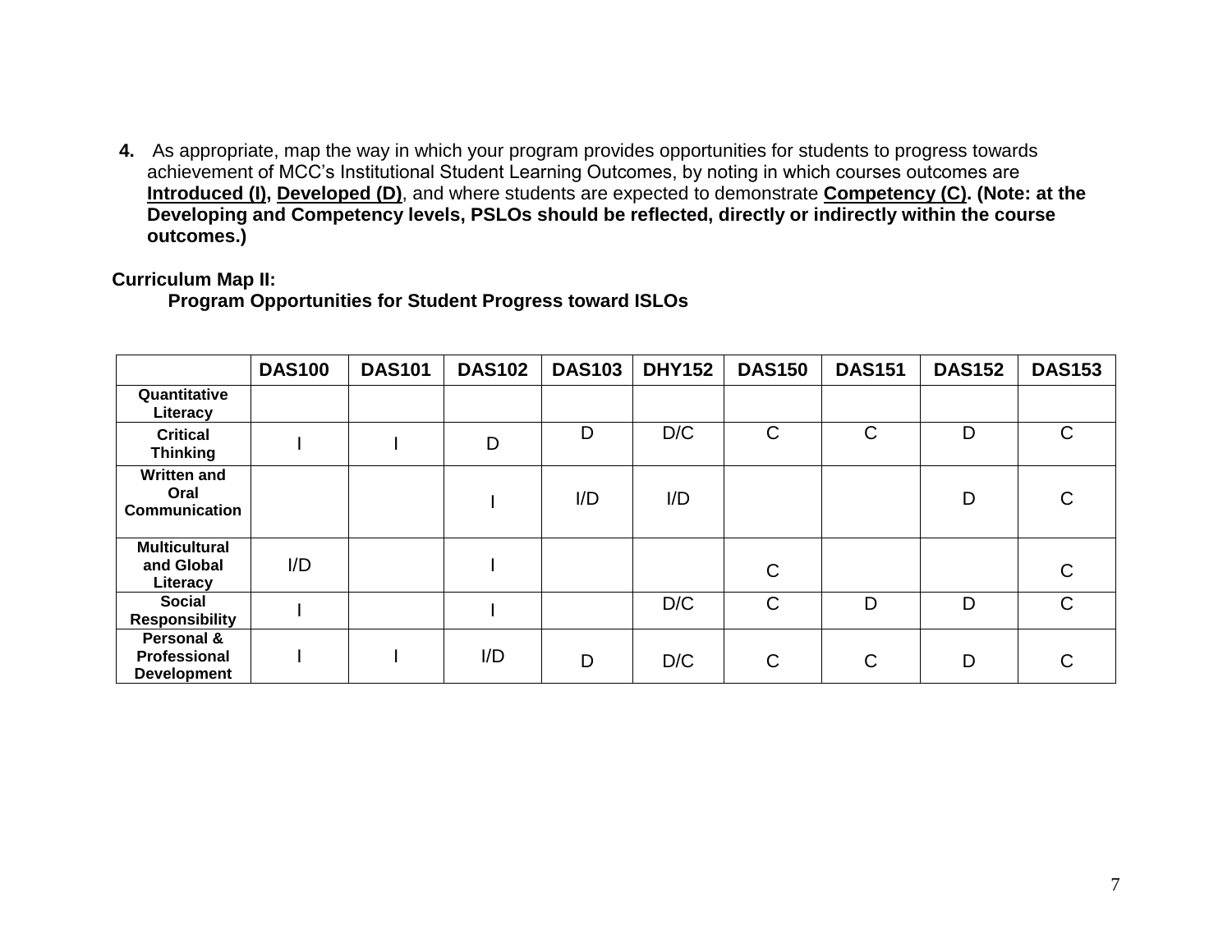**4.** As appropriate, map the way in which your program provides opportunities for students to progress towards achievement of MCC's Institutional Student Learning Outcomes, by noting in which courses outcomes are **Introduced (I)**, **Developed (D)**, and where students are expected to demonstrate **Competency (C)**. **(Note: at the Developing and Competency levels, PSLOs should be reflected, directly or indirectly within the course outcomes.)**

**Curriculum Map II:**
**Program Opportunities for Student Progress toward ISLOs**

| | DAS100 | DAS101 | DAS102 | DAS103 | DHY152 | DAS150 | DAS151 | DAS152 | DAS153 |
|---|---|---|---|---|---|---|---|---|---|
| **Quantitative Literacy** | | | | | | | | | |
| **Critical Thinking** | I | I | D | D | D/C | C | C | D | C |
| **Written and Oral Communication** | | | I | I/D | I/D | | | D | C |
| **Multicultural and Global Literacy** | I/D | | I | | | C | | | C |
| **Social Responsibility** | I | | I | | D/C | C | D | D | C |
| **Personal & Professional Development** | I | I | I/D | D | D/C | C | C | D | C |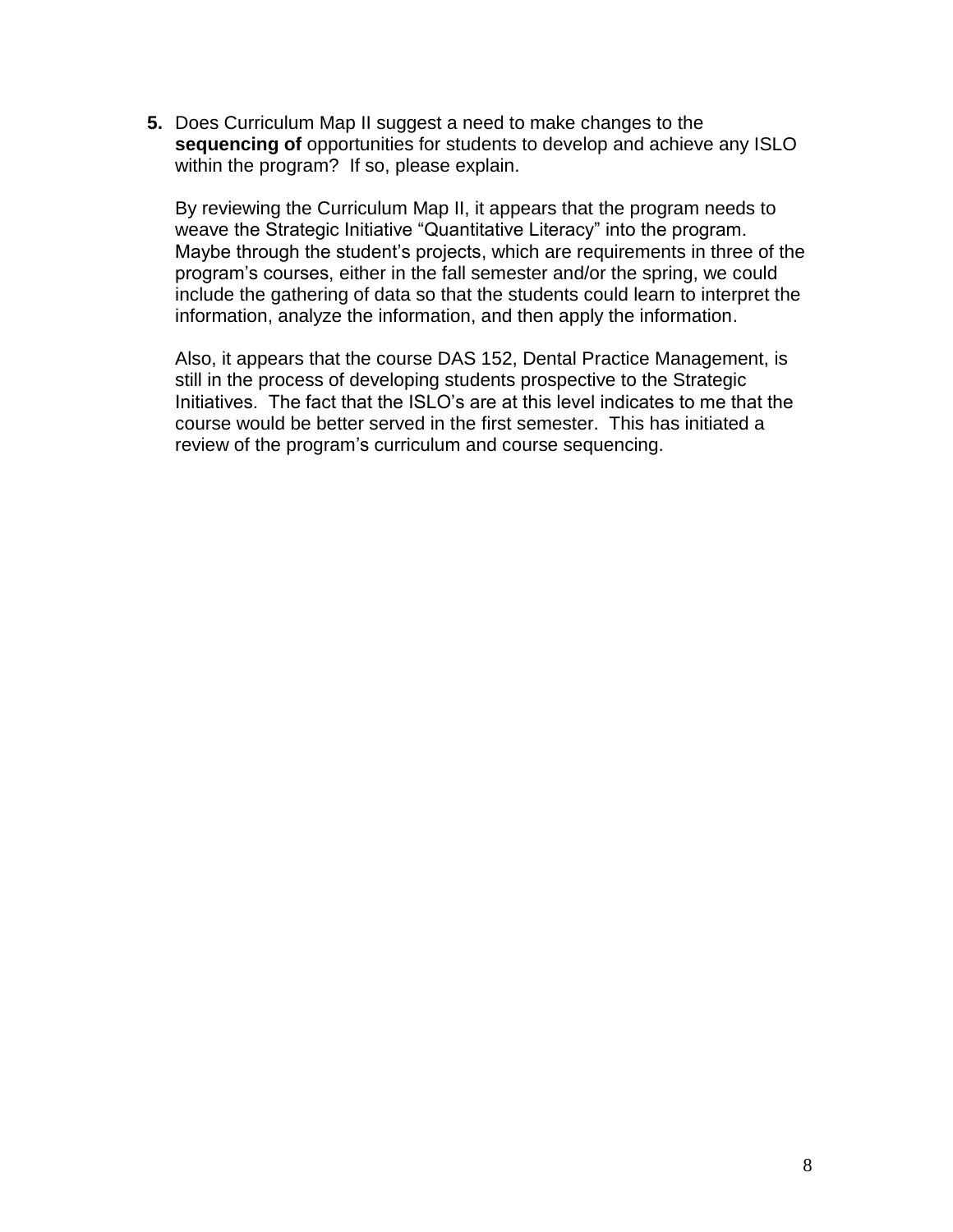**5.** Does Curriculum Map II suggest a need to make changes to the **sequencing of** opportunities for students to develop and achieve any ISLO within the program? If so, please explain.

By reviewing the Curriculum Map II, it appears that the program needs to weave the Strategic Initiative "Quantitative Literacy" into the program. Maybe through the student's projects, which are requirements in three of the program's courses, either in the fall semester and/or the spring, we could include the gathering of data so that the students could learn to interpret the information, analyze the information, and then apply the information.

Also, it appears that the course DAS 152, Dental Practice Management, is still in the process of developing students prospective to the Strategic Initiatives. The fact that the ISLO's are at this level indicates to me that the course would be better served in the first semester. This has initiated a review of the program's curriculum and course sequencing.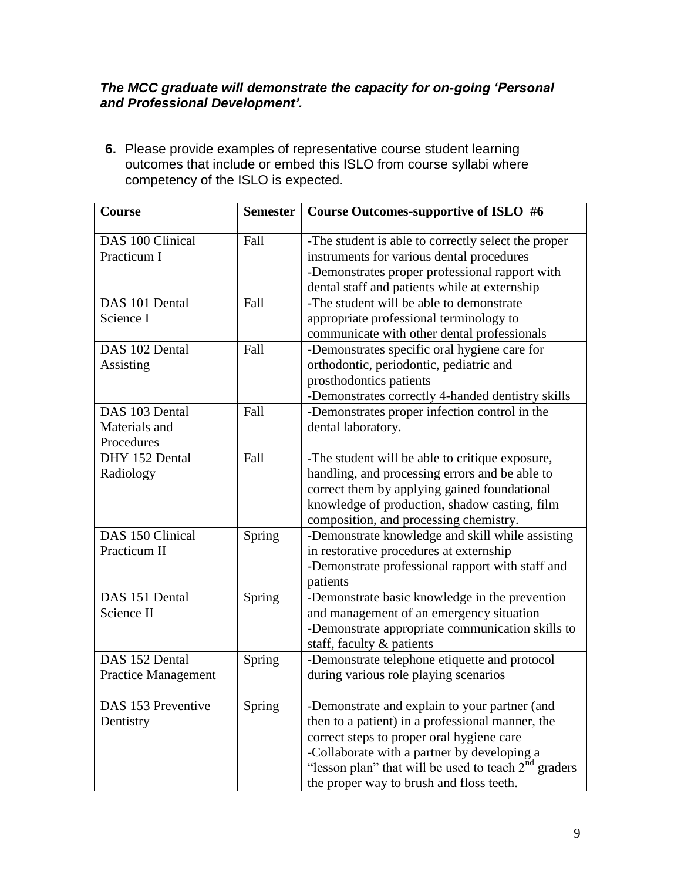***The MCC graduate will demonstrate the capacity for on-going 'Personal and Professional Development'.***

**6.** Please provide examples of representative course student learning outcomes that include or embed this ISLO from course syllabi where competency of the ISLO is expected.

| **Course** | **Semester** | **Course Outcomes-supportive of ISLO #6** |
|---|---|---|
| DAS 100 Clinical Practicum I | Fall | -The student is able to correctly select the proper instruments for various dental procedures<br>-Demonstrates proper professional rapport with dental staff and patients while at externship |
| DAS 101 Dental Science I | Fall | -The student will be able to demonstrate appropriate professional terminology to communicate with other dental professionals |
| DAS 102 Dental Assisting | Fall | -Demonstrates specific oral hygiene care for orthodontic, periodontic, pediatric and prosthodontics patients<br>-Demonstrates correctly 4-handed dentistry skills |
| DAS 103 Dental Materials and Procedures | Fall | -Demonstrates proper infection control in the dental laboratory. |
| DHY 152 Dental Radiology | Fall | -The student will be able to critique exposure, handling, and processing errors and be able to correct them by applying gained foundational knowledge of production, shadow casting, film composition, and processing chemistry. |
| DAS 150 Clinical Practicum II | Spring | -Demonstrate knowledge and skill while assisting in restorative procedures at externship<br>-Demonstrate professional rapport with staff and patients |
| DAS 151 Dental Science II | Spring | -Demonstrate basic knowledge in the prevention and management of an emergency situation<br>-Demonstrate appropriate communication skills to staff, faculty & patients |
| DAS 152 Dental Practice Management | Spring | -Demonstrate telephone etiquette and protocol during various role playing scenarios |
| DAS 153 Preventive Dentistry | Spring | -Demonstrate and explain to your partner (and then to a patient) in a professional manner, the correct steps to proper oral hygiene care<br>-Collaborate with a partner by developing a "lesson plan" that will be used to teach 2nd graders the proper way to brush and floss teeth. |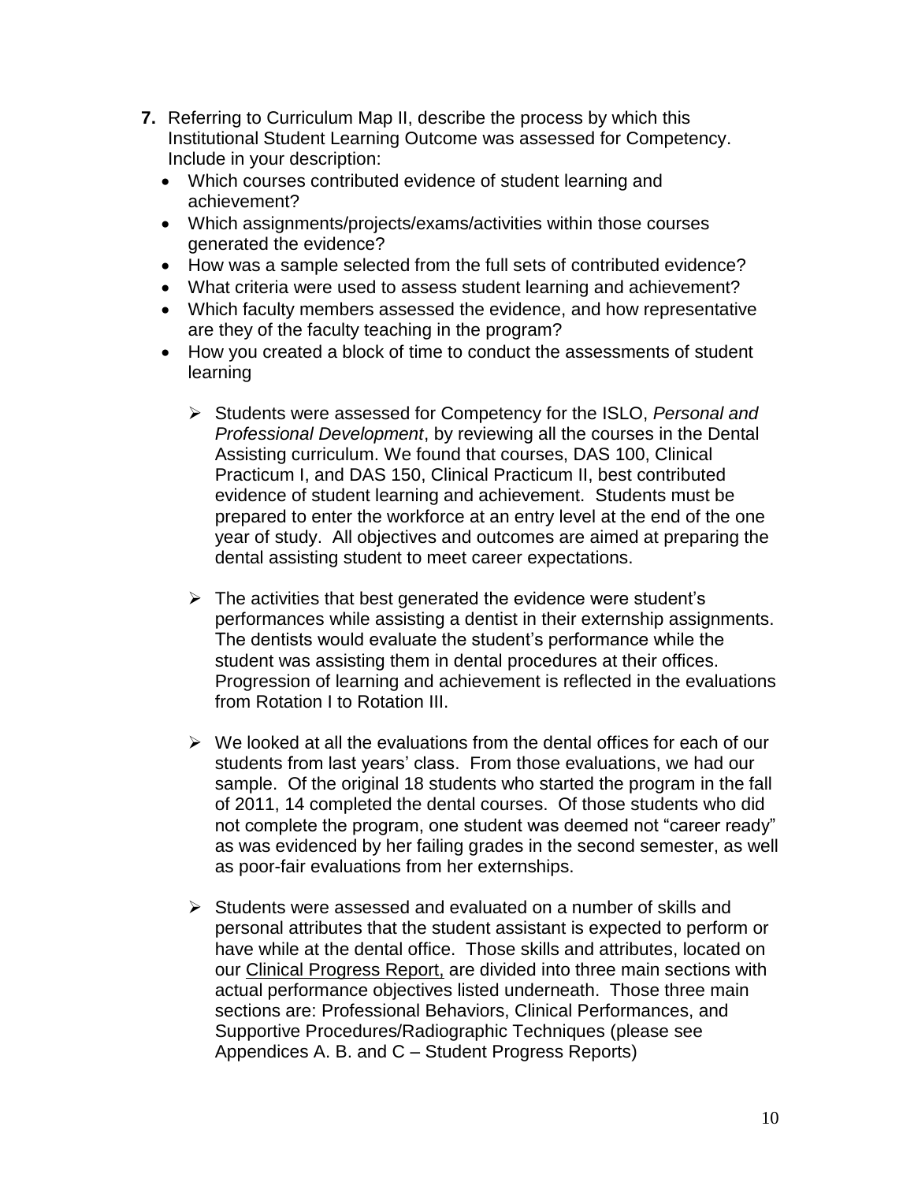**7.** Referring to Curriculum Map II, describe the process by which this Institutional Student Learning Outcome was assessed for Competency. Include in your description:

- Which courses contributed evidence of student learning and achievement?
- Which assignments/projects/exams/activities within those courses generated the evidence?
- How was a sample selected from the full sets of contributed evidence?
- What criteria were used to assess student learning and achievement?
- Which faculty members assessed the evidence, and how representative are they of the faculty teaching in the program?
- How you created a block of time to conduct the assessments of student learning

    - Students were assessed for Competency for the ISLO, *Personal and Professional Development*, by reviewing all the courses in the Dental Assisting curriculum. We found that courses, DAS 100, Clinical Practicum I, and DAS 150, Clinical Practicum II, best contributed evidence of student learning and achievement. Students must be prepared to enter the workforce at an entry level at the end of the one year of study. All objectives and outcomes are aimed at preparing the dental assisting student to meet career expectations.

    - The activities that best generated the evidence were student's performances while assisting a dentist in their externship assignments. The dentists would evaluate the student's performance while the student was assisting them in dental procedures at their offices. Progression of learning and achievement is reflected in the evaluations from Rotation I to Rotation III.

    - We looked at all the evaluations from the dental offices for each of our students from last years' class. From those evaluations, we had our sample. Of the original 18 students who started the program in the fall of 2011, 14 completed the dental courses. Of those students who did not complete the program, one student was deemed not "career ready" as was evidenced by her failing grades in the second semester, as well as poor-fair evaluations from her externships.

    - Students were assessed and evaluated on a number of skills and personal attributes that the student assistant is expected to perform or have while at the dental office. Those skills and attributes, located on our Clinical Progress Report, are divided into three main sections with actual performance objectives listed underneath. Those three main sections are: Professional Behaviors, Clinical Performances, and Supportive Procedures/Radiographic Techniques (please see Appendices A. B. and C – Student Progress Reports)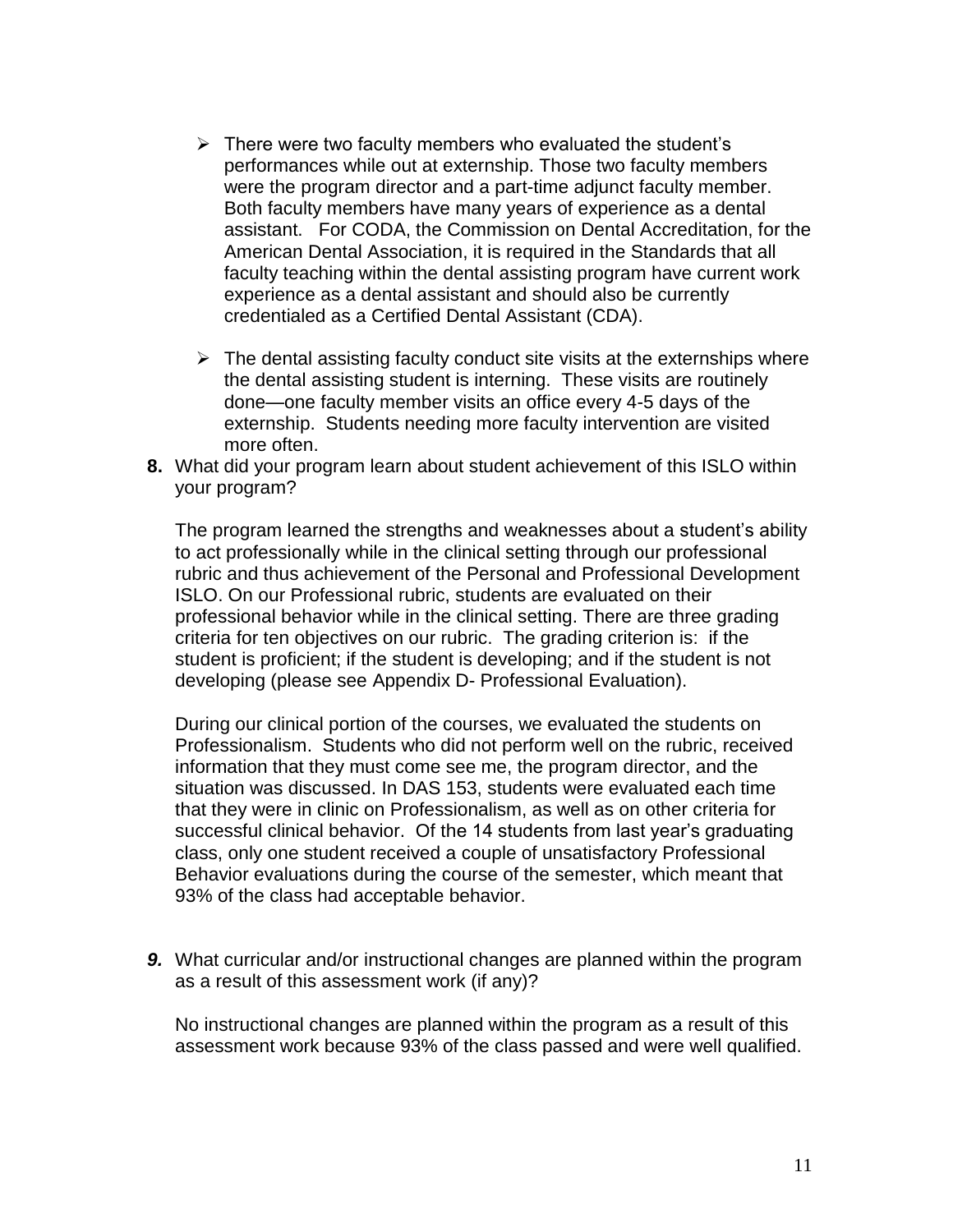- There were two faculty members who evaluated the student's performances while out at externship. Those two faculty members were the program director and a part-time adjunct faculty member. Both faculty members have many years of experience as a dental assistant. For CODA, the Commission on Dental Accreditation, for the American Dental Association, it is required in the Standards that all faculty teaching within the dental assisting program have current work experience as a dental assistant and should also be currently credentialed as a Certified Dental Assistant (CDA).

- The dental assisting faculty conduct site visits at the externships where the dental assisting student is interning. These visits are routinely done—one faculty member visits an office every 4-5 days of the externship. Students needing more faculty intervention are visited more often.

**8.** What did your program learn about student achievement of this ISLO within your program?

The program learned the strengths and weaknesses about a student's ability to act professionally while in the clinical setting through our professional rubric and thus achievement of the Personal and Professional Development ISLO. On our Professional rubric, students are evaluated on their professional behavior while in the clinical setting. There are three grading criteria for ten objectives on our rubric. The grading criterion is: if the student is proficient; if the student is developing; and if the student is not developing (please see Appendix D- Professional Evaluation).

During our clinical portion of the courses, we evaluated the students on Professionalism. Students who did not perform well on the rubric, received information that they must come see me, the program director, and the situation was discussed. In DAS 153, students were evaluated each time that they were in clinic on Professionalism, as well as on other criteria for successful clinical behavior. Of the 14 students from last year's graduating class, only one student received a couple of unsatisfactory Professional Behavior evaluations during the course of the semester, which meant that 93% of the class had acceptable behavior.

***9.*** What curricular and/or instructional changes are planned within the program as a result of this assessment work (if any)?

No instructional changes are planned within the program as a result of this assessment work because 93% of the class passed and were well qualified.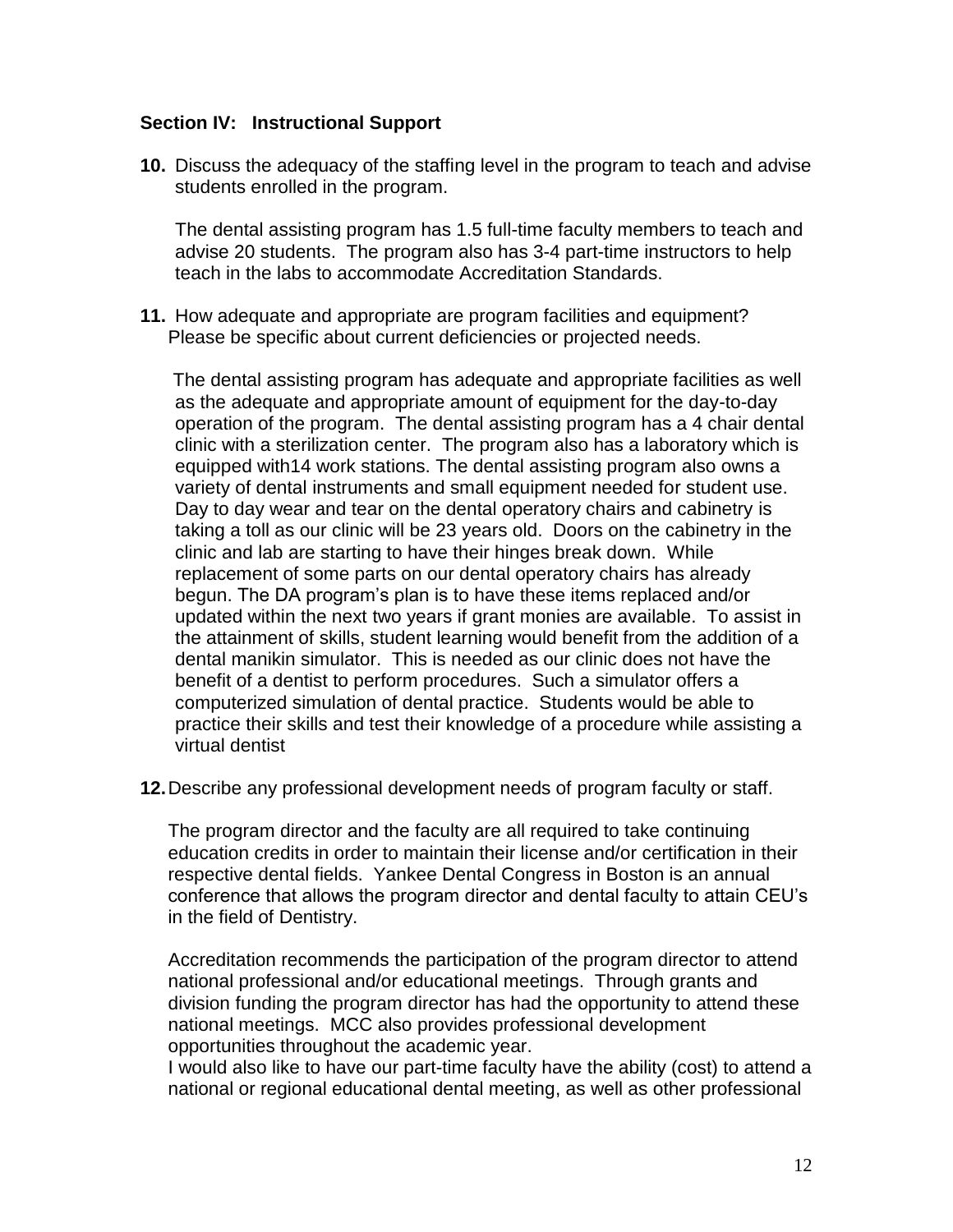### Section IV: Instructional Support

**10.** Discuss the adequacy of the staffing level in the program to teach and advise students enrolled in the program.

The dental assisting program has 1.5 full-time faculty members to teach and advise 20 students. The program also has 3-4 part-time instructors to help teach in the labs to accommodate Accreditation Standards.

**11.** How adequate and appropriate are program facilities and equipment? Please be specific about current deficiencies or projected needs.

The dental assisting program has adequate and appropriate facilities as well as the adequate and appropriate amount of equipment for the day-to-day operation of the program. The dental assisting program has a 4 chair dental clinic with a sterilization center. The program also has a laboratory which is equipped with14 work stations. The dental assisting program also owns a variety of dental instruments and small equipment needed for student use. Day to day wear and tear on the dental operatory chairs and cabinetry is taking a toll as our clinic will be 23 years old. Doors on the cabinetry in the clinic and lab are starting to have their hinges break down. While replacement of some parts on our dental operatory chairs has already begun. The DA program's plan is to have these items replaced and/or updated within the next two years if grant monies are available. To assist in the attainment of skills, student learning would benefit from the addition of a dental manikin simulator. This is needed as our clinic does not have the benefit of a dentist to perform procedures. Such a simulator offers a computerized simulation of dental practice. Students would be able to practice their skills and test their knowledge of a procedure while assisting a virtual dentist

**12.** Describe any professional development needs of program faculty or staff.

The program director and the faculty are all required to take continuing education credits in order to maintain their license and/or certification in their respective dental fields. Yankee Dental Congress in Boston is an annual conference that allows the program director and dental faculty to attain CEU's in the field of Dentistry.

Accreditation recommends the participation of the program director to attend national professional and/or educational meetings. Through grants and division funding the program director has had the opportunity to attend these national meetings. MCC also provides professional development opportunities throughout the academic year.
I would also like to have our part-time faculty have the ability (cost) to attend a national or regional educational dental meeting, as well as other professional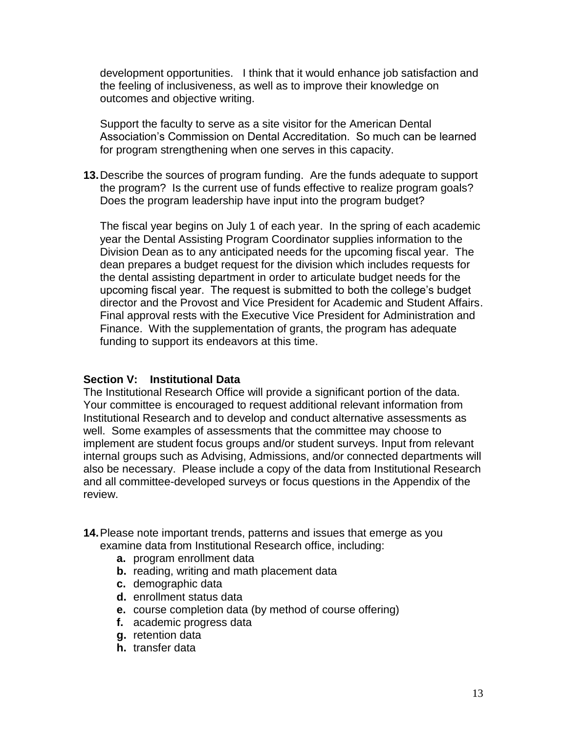development opportunities. I think that it would enhance job satisfaction and the feeling of inclusiveness, as well as to improve their knowledge on outcomes and objective writing.

Support the faculty to serve as a site visitor for the American Dental Association's Commission on Dental Accreditation. So much can be learned for program strengthening when one serves in this capacity.

**13.** Describe the sources of program funding. Are the funds adequate to support the program? Is the current use of funds effective to realize program goals? Does the program leadership have input into the program budget?

The fiscal year begins on July 1 of each year. In the spring of each academic year the Dental Assisting Program Coordinator supplies information to the Division Dean as to any anticipated needs for the upcoming fiscal year. The dean prepares a budget request for the division which includes requests for the dental assisting department in order to articulate budget needs for the upcoming fiscal year. The request is submitted to both the college's budget director and the Provost and Vice President for Academic and Student Affairs. Final approval rests with the Executive Vice President for Administration and Finance. With the supplementation of grants, the program has adequate funding to support its endeavors at this time.

## Section V: Institutional Data

The Institutional Research Office will provide a significant portion of the data. Your committee is encouraged to request additional relevant information from Institutional Research and to develop and conduct alternative assessments as well. Some examples of assessments that the committee may choose to implement are student focus groups and/or student surveys. Input from relevant internal groups such as Advising, Admissions, and/or connected departments will also be necessary. Please include a copy of the data from Institutional Research and all committee-developed surveys or focus questions in the Appendix of the review.

**14.** Please note important trends, patterns and issues that emerge as you examine data from Institutional Research office, including:

- **a.** program enrollment data
- **b.** reading, writing and math placement data
- **c.** demographic data
- **d.** enrollment status data
- **e.** course completion data (by method of course offering)
- **f.** academic progress data
- **g.** retention data
- **h.** transfer data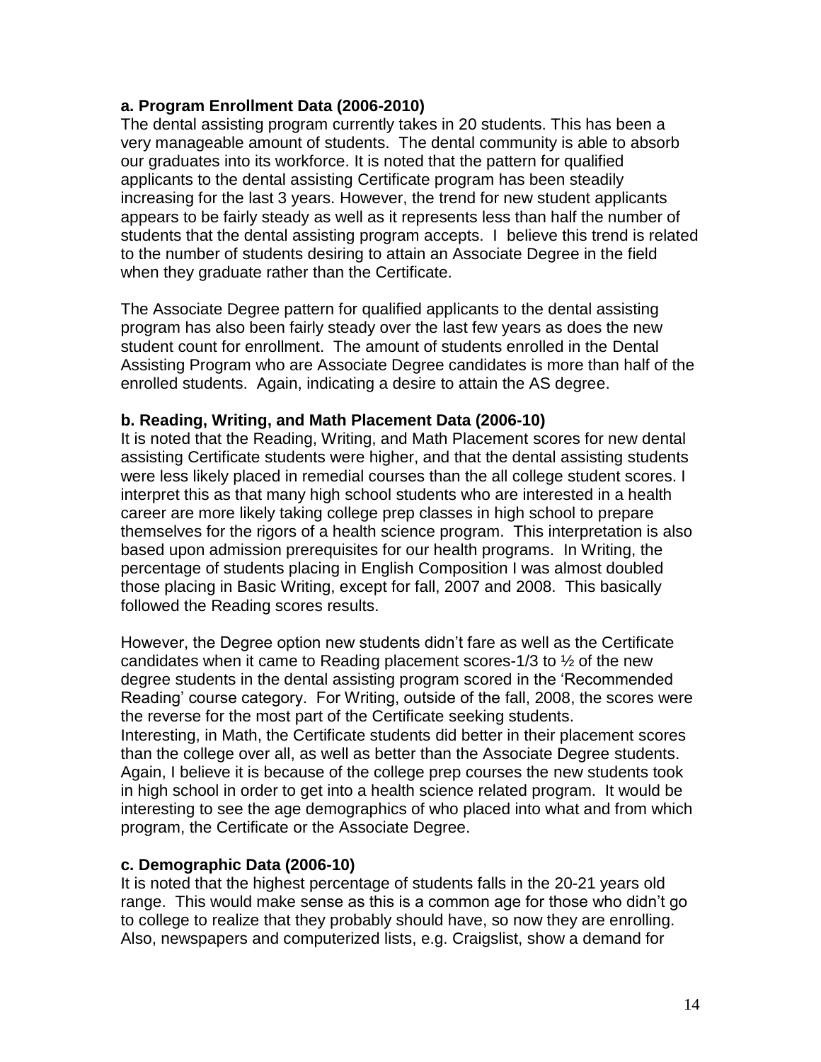**a. Program Enrollment Data (2006-2010)**

The dental assisting program currently takes in 20 students. This has been a very manageable amount of students. The dental community is able to absorb our graduates into its workforce. It is noted that the pattern for qualified applicants to the dental assisting Certificate program has been steadily increasing for the last 3 years. However, the trend for new student applicants appears to be fairly steady as well as it represents less than half the number of students that the dental assisting program accepts. I believe this trend is related to the number of students desiring to attain an Associate Degree in the field when they graduate rather than the Certificate.

The Associate Degree pattern for qualified applicants to the dental assisting program has also been fairly steady over the last few years as does the new student count for enrollment. The amount of students enrolled in the Dental Assisting Program who are Associate Degree candidates is more than half of the enrolled students. Again, indicating a desire to attain the AS degree.

**b. Reading, Writing, and Math Placement Data (2006-10)**

It is noted that the Reading, Writing, and Math Placement scores for new dental assisting Certificate students were higher, and that the dental assisting students were less likely placed in remedial courses than the all college student scores. I interpret this as that many high school students who are interested in a health career are more likely taking college prep classes in high school to prepare themselves for the rigors of a health science program. This interpretation is also based upon admission prerequisites for our health programs. In Writing, the percentage of students placing in English Composition I was almost doubled those placing in Basic Writing, except for fall, 2007 and 2008. This basically followed the Reading scores results.

However, the Degree option new students didn't fare as well as the Certificate candidates when it came to Reading placement scores-1/3 to ½ of the new degree students in the dental assisting program scored in the 'Recommended Reading' course category. For Writing, outside of the fall, 2008, the scores were the reverse for the most part of the Certificate seeking students.
Interesting, in Math, the Certificate students did better in their placement scores than the college over all, as well as better than the Associate Degree students. Again, I believe it is because of the college prep courses the new students took in high school in order to get into a health science related program. It would be interesting to see the age demographics of who placed into what and from which program, the Certificate or the Associate Degree.

**c. Demographic Data (2006-10)**

It is noted that the highest percentage of students falls in the 20-21 years old range. This would make sense as this is a common age for those who didn't go to college to realize that they probably should have, so now they are enrolling. Also, newspapers and computerized lists, e.g. Craigslist, show a demand for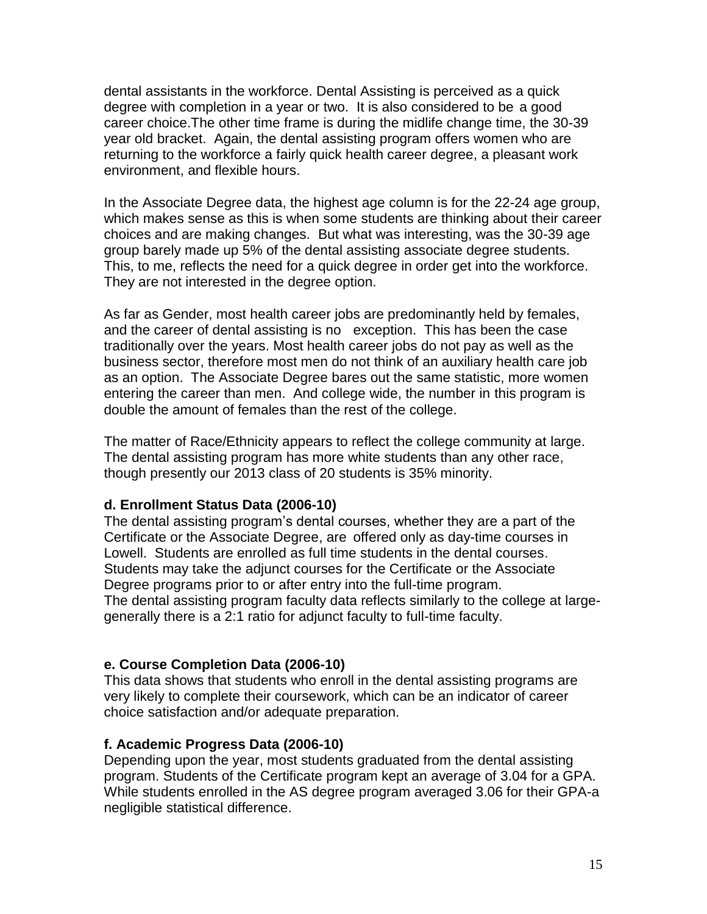dental assistants in the workforce. Dental Assisting is perceived as a quick degree with completion in a year or two. It is also considered to be a good career choice.The other time frame is during the midlife change time, the 30-39 year old bracket. Again, the dental assisting program offers women who are returning to the workforce a fairly quick health career degree, a pleasant work environment, and flexible hours.

In the Associate Degree data, the highest age column is for the 22-24 age group, which makes sense as this is when some students are thinking about their career choices and are making changes. But what was interesting, was the 30-39 age group barely made up 5% of the dental assisting associate degree students. This, to me, reflects the need for a quick degree in order get into the workforce. They are not interested in the degree option.

As far as Gender, most health career jobs are predominantly held by females, and the career of dental assisting is no exception. This has been the case traditionally over the years. Most health career jobs do not pay as well as the business sector, therefore most men do not think of an auxiliary health care job as an option. The Associate Degree bares out the same statistic, more women entering the career than men. And college wide, the number in this program is double the amount of females than the rest of the college.

The matter of Race/Ethnicity appears to reflect the college community at large. The dental assisting program has more white students than any other race, though presently our 2013 class of 20 students is 35% minority.

**d. Enrollment Status Data (2006-10)**

The dental assisting program's dental courses, whether they are a part of the Certificate or the Associate Degree, are offered only as day-time courses in Lowell. Students are enrolled as full time students in the dental courses. Students may take the adjunct courses for the Certificate or the Associate Degree programs prior to or after entry into the full-time program.
The dental assisting program faculty data reflects similarly to the college at large-generally there is a 2:1 ratio for adjunct faculty to full-time faculty.

**e. Course Completion Data (2006-10)**

This data shows that students who enroll in the dental assisting programs are very likely to complete their coursework, which can be an indicator of career choice satisfaction and/or adequate preparation.

**f. Academic Progress Data (2006-10)**

Depending upon the year, most students graduated from the dental assisting program. Students of the Certificate program kept an average of 3.04 for a GPA. While students enrolled in the AS degree program averaged 3.06 for their GPA-a negligible statistical difference.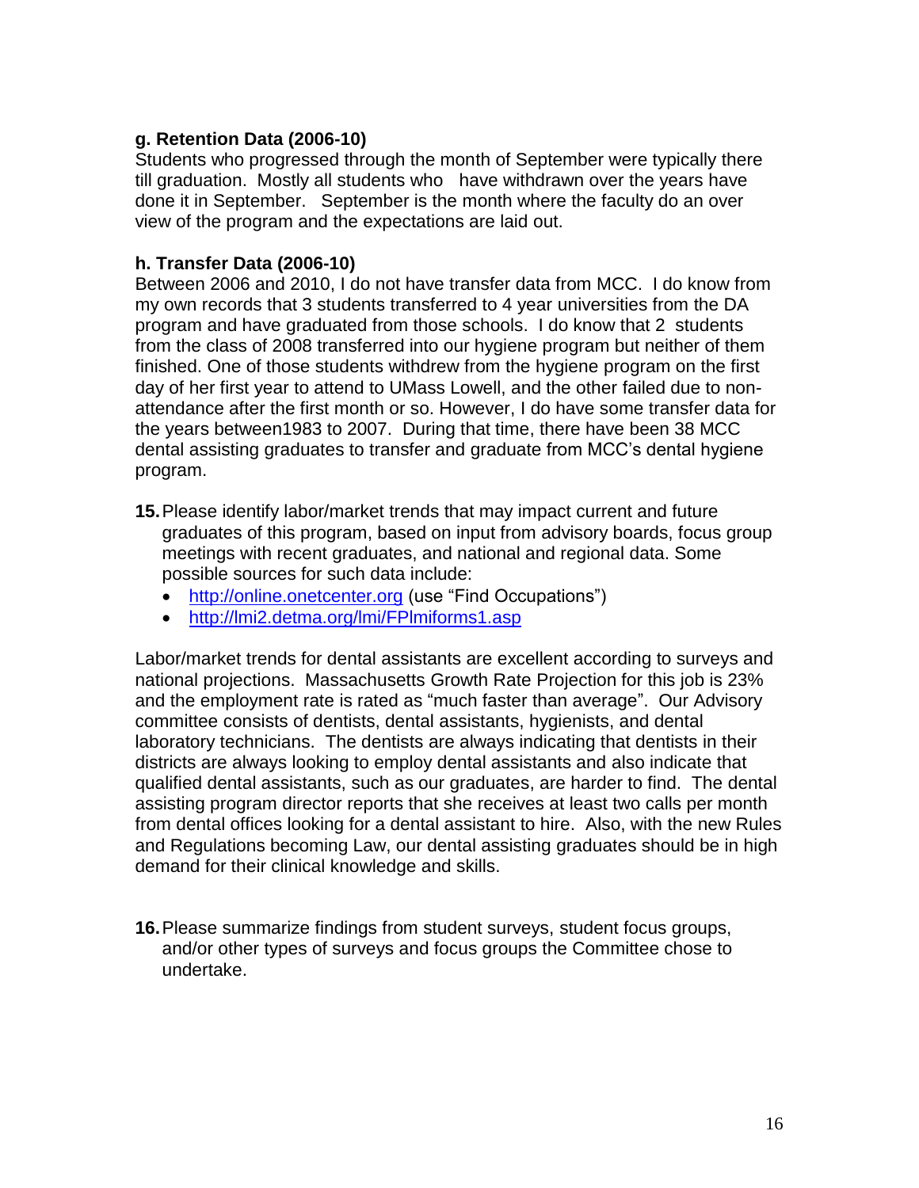**g. Retention Data (2006-10)**

Students who progressed through the month of September were typically there till graduation. Mostly all students who have withdrawn over the years have done it in September. September is the month where the faculty do an over view of the program and the expectations are laid out.

**h. Transfer Data (2006-10)**

Between 2006 and 2010, I do not have transfer data from MCC. I do know from my own records that 3 students transferred to 4 year universities from the DA program and have graduated from those schools. I do know that 2 students from the class of 2008 transferred into our hygiene program but neither of them finished. One of those students withdrew from the hygiene program on the first day of her first year to attend to UMass Lowell, and the other failed due to non-attendance after the first month or so. However, I do have some transfer data for the years between1983 to 2007. During that time, there have been 38 MCC dental assisting graduates to transfer and graduate from MCC's dental hygiene program.

**15.** Please identify labor/market trends that may impact current and future graduates of this program, based on input from advisory boards, focus group meetings with recent graduates, and national and regional data. Some possible sources for such data include:

- http://online.onetcenter.org (use "Find Occupations")
- http://lmi2.detma.org/lmi/FPlmiforms1.asp

Labor/market trends for dental assistants are excellent according to surveys and national projections. Massachusetts Growth Rate Projection for this job is 23% and the employment rate is rated as "much faster than average". Our Advisory committee consists of dentists, dental assistants, hygienists, and dental laboratory technicians. The dentists are always indicating that dentists in their districts are always looking to employ dental assistants and also indicate that qualified dental assistants, such as our graduates, are harder to find. The dental assisting program director reports that she receives at least two calls per month from dental offices looking for a dental assistant to hire. Also, with the new Rules and Regulations becoming Law, our dental assisting graduates should be in high demand for their clinical knowledge and skills.

**16.** Please summarize findings from student surveys, student focus groups, and/or other types of surveys and focus groups the Committee chose to undertake.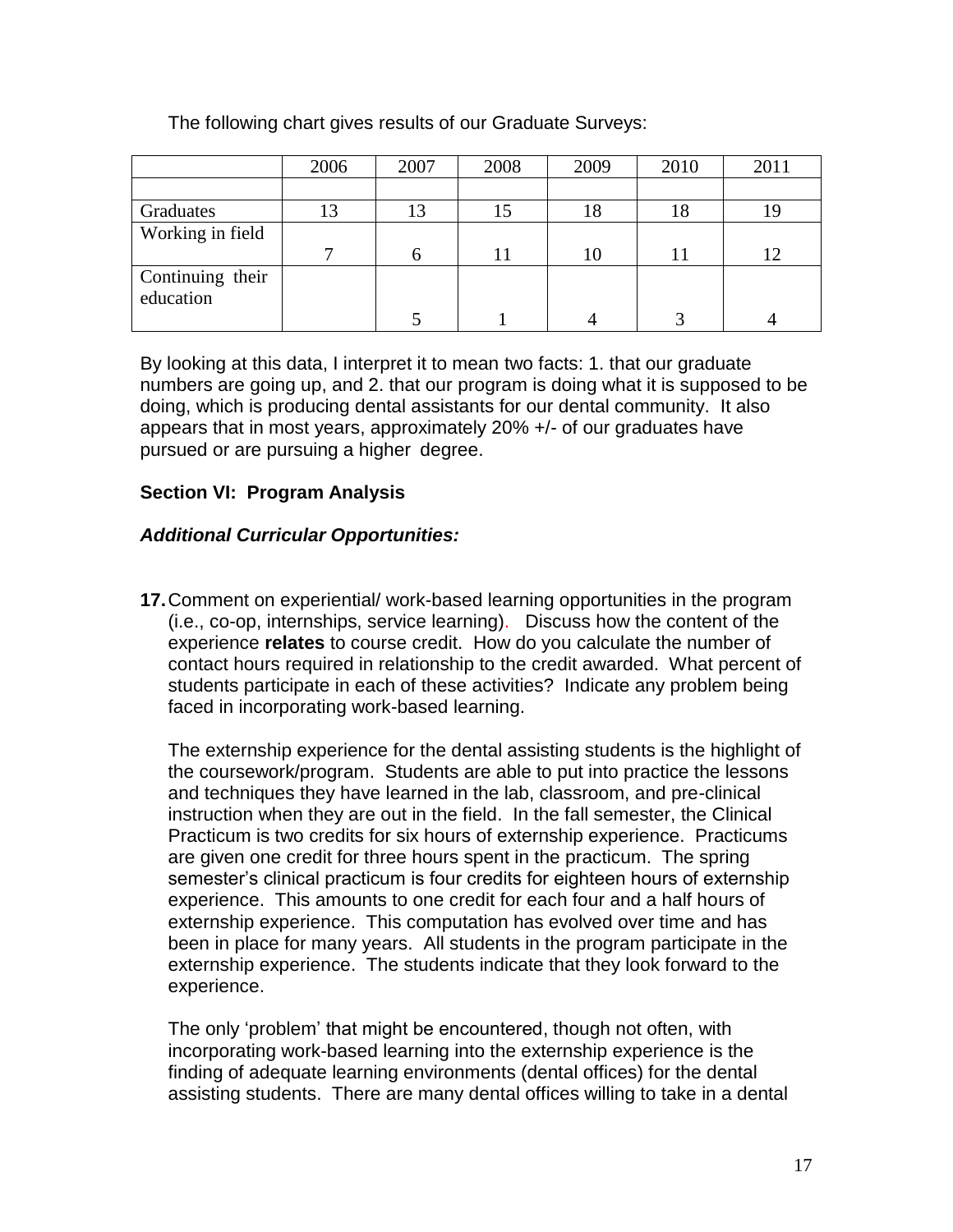The following chart gives results of our Graduate Surveys:

| | 2006 | 2007 | 2008 | 2009 | 2010 | 2011 |
|---|---|---|---|---|---|---|
| | | | | | | |
| Graduates | 13 | 13 | 15 | 18 | 18 | 19 |
| Working in field | 7 | 6 | 11 | 10 | 11 | 12 |
| Continuing their education | | 5 | 1 | 4 | 3 | 4 |

By looking at this data, I interpret it to mean two facts: 1. that our graduate numbers are going up, and 2. that our program is doing what it is supposed to be doing, which is producing dental assistants for our dental community. It also appears that in most years, approximately 20% +/- of our graduates have pursued or are pursuing a higher degree.

## Section VI: Program Analysis

### *Additional Curricular Opportunities:*

**17.** Comment on experiential/ work-based learning opportunities in the program (i.e., co-op, internships, service learning). Discuss how the content of the experience **relates** to course credit. How do you calculate the number of contact hours required in relationship to the credit awarded. What percent of students participate in each of these activities? Indicate any problem being faced in incorporating work-based learning.

The externship experience for the dental assisting students is the highlight of the coursework/program. Students are able to put into practice the lessons and techniques they have learned in the lab, classroom, and pre-clinical instruction when they are out in the field. In the fall semester, the Clinical Practicum is two credits for six hours of externship experience. Practicums are given one credit for three hours spent in the practicum. The spring semester's clinical practicum is four credits for eighteen hours of externship experience. This amounts to one credit for each four and a half hours of externship experience. This computation has evolved over time and has been in place for many years. All students in the program participate in the externship experience. The students indicate that they look forward to the experience.

The only 'problem' that might be encountered, though not often, with incorporating work-based learning into the externship experience is the finding of adequate learning environments (dental offices) for the dental assisting students. There are many dental offices willing to take in a dental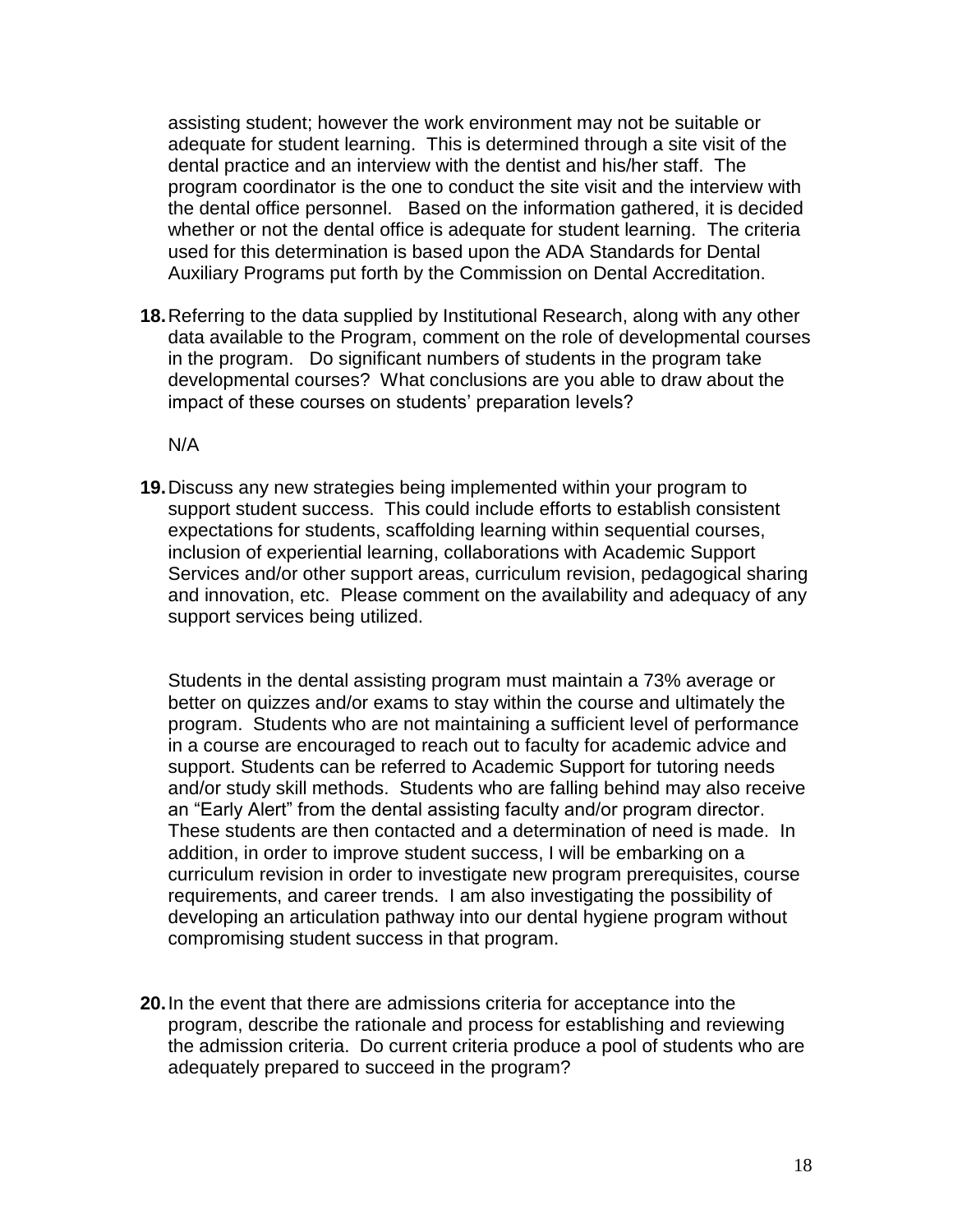assisting student; however the work environment may not be suitable or adequate for student learning. This is determined through a site visit of the dental practice and an interview with the dentist and his/her staff. The program coordinator is the one to conduct the site visit and the interview with the dental office personnel. Based on the information gathered, it is decided whether or not the dental office is adequate for student learning. The criteria used for this determination is based upon the ADA Standards for Dental Auxiliary Programs put forth by the Commission on Dental Accreditation.

**18.** Referring to the data supplied by Institutional Research, along with any other data available to the Program, comment on the role of developmental courses in the program. Do significant numbers of students in the program take developmental courses? What conclusions are you able to draw about the impact of these courses on students' preparation levels?

N/A

**19.** Discuss any new strategies being implemented within your program to support student success. This could include efforts to establish consistent expectations for students, scaffolding learning within sequential courses, inclusion of experiential learning, collaborations with Academic Support Services and/or other support areas, curriculum revision, pedagogical sharing and innovation, etc. Please comment on the availability and adequacy of any support services being utilized.

Students in the dental assisting program must maintain a 73% average or better on quizzes and/or exams to stay within the course and ultimately the program. Students who are not maintaining a sufficient level of performance in a course are encouraged to reach out to faculty for academic advice and support. Students can be referred to Academic Support for tutoring needs and/or study skill methods. Students who are falling behind may also receive an "Early Alert" from the dental assisting faculty and/or program director. These students are then contacted and a determination of need is made. In addition, in order to improve student success, I will be embarking on a curriculum revision in order to investigate new program prerequisites, course requirements, and career trends. I am also investigating the possibility of developing an articulation pathway into our dental hygiene program without compromising student success in that program.

**20.** In the event that there are admissions criteria for acceptance into the program, describe the rationale and process for establishing and reviewing the admission criteria. Do current criteria produce a pool of students who are adequately prepared to succeed in the program?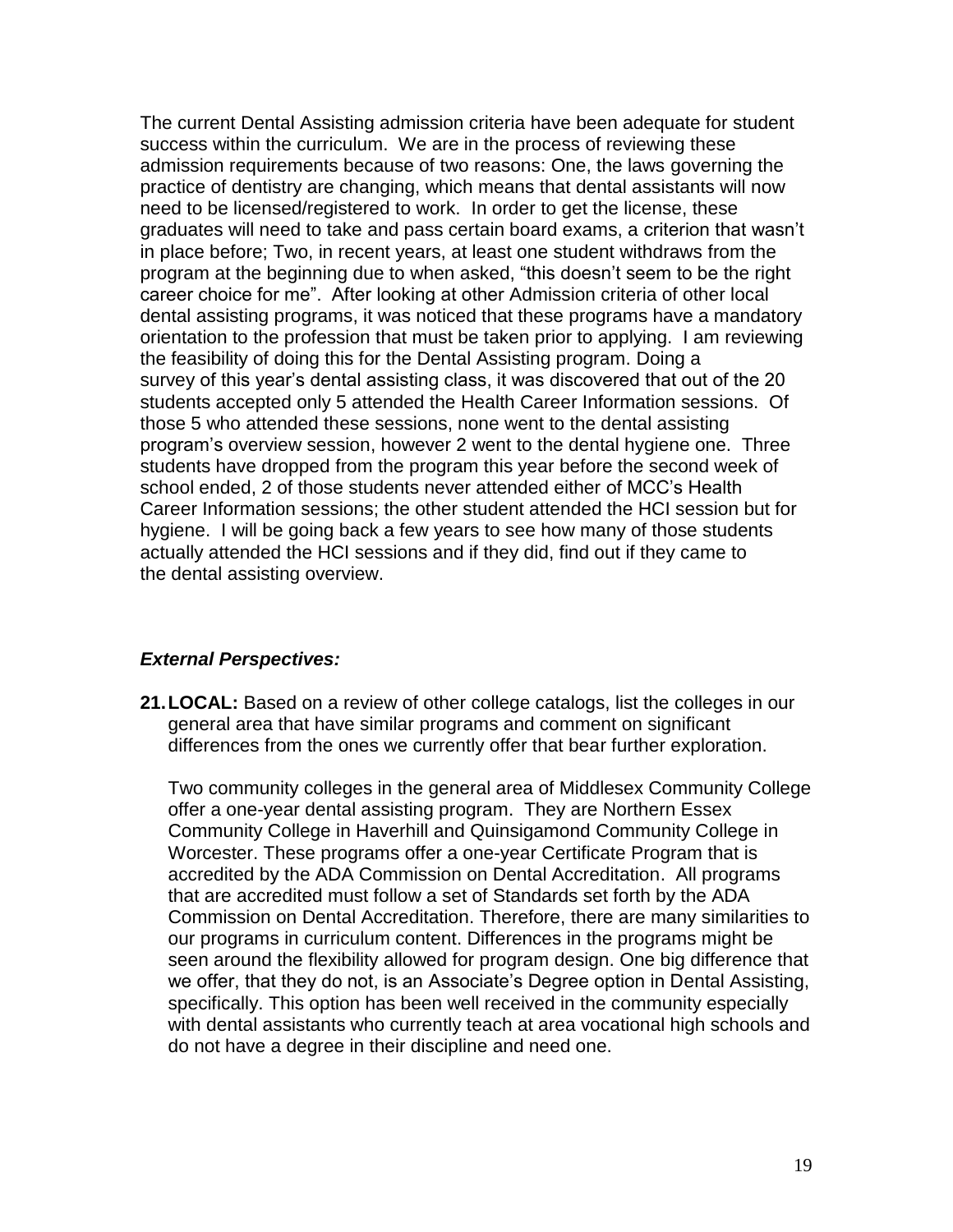The current Dental Assisting admission criteria have been adequate for student success within the curriculum. We are in the process of reviewing these admission requirements because of two reasons: One, the laws governing the practice of dentistry are changing, which means that dental assistants will now need to be licensed/registered to work. In order to get the license, these graduates will need to take and pass certain board exams, a criterion that wasn't in place before; Two, in recent years, at least one student withdraws from the program at the beginning due to when asked, "this doesn't seem to be the right career choice for me". After looking at other Admission criteria of other local dental assisting programs, it was noticed that these programs have a mandatory orientation to the profession that must be taken prior to applying. I am reviewing the feasibility of doing this for the Dental Assisting program. Doing a survey of this year's dental assisting class, it was discovered that out of the 20 students accepted only 5 attended the Health Career Information sessions. Of those 5 who attended these sessions, none went to the dental assisting program's overview session, however 2 went to the dental hygiene one. Three students have dropped from the program this year before the second week of school ended, 2 of those students never attended either of MCC's Health Career Information sessions; the other student attended the HCI session but for hygiene. I will be going back a few years to see how many of those students actually attended the HCI sessions and if they did, find out if they came to the dental assisting overview.

***External Perspectives:***

**21. LOCAL:** Based on a review of other college catalogs, list the colleges in our general area that have similar programs and comment on significant differences from the ones we currently offer that bear further exploration.

Two community colleges in the general area of Middlesex Community College offer a one-year dental assisting program. They are Northern Essex Community College in Haverhill and Quinsigamond Community College in Worcester. These programs offer a one-year Certificate Program that is accredited by the ADA Commission on Dental Accreditation. All programs that are accredited must follow a set of Standards set forth by the ADA Commission on Dental Accreditation. Therefore, there are many similarities to our programs in curriculum content. Differences in the programs might be seen around the flexibility allowed for program design. One big difference that we offer, that they do not, is an Associate's Degree option in Dental Assisting, specifically. This option has been well received in the community especially with dental assistants who currently teach at area vocational high schools and do not have a degree in their discipline and need one.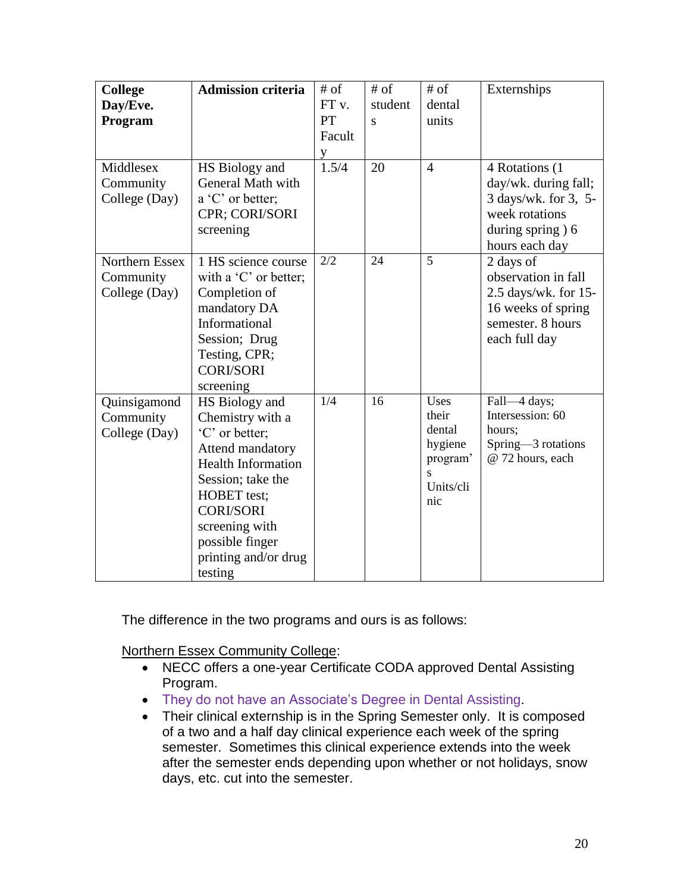| **College Day/Eve. Program** | **Admission criteria** | # of FT v. PT Faculty | # of students | # of dental units | Externships |
|---|---|---|---|---|---|
| Middlesex Community College (Day) | HS Biology and General Math with a 'C' or better; CPR; CORI/SORI screening | 1.5/4 | 20 | 4 | 4 Rotations (1 day/wk. during fall; 3 days/wk. for 3, 5-week rotations during spring ) 6 hours each day |
| Northern Essex Community College (Day) | 1 HS science course with a 'C' or better; Completion of mandatory DA Informational Session; Drug Testing, CPR; CORI/SORI screening | 2/2 | 24 | 5 | 2 days of observation in fall 2.5 days/wk. for 15-16 weeks of spring semester. 8 hours each full day |
| Quinsigamond Community College (Day) | HS Biology and Chemistry with a 'C' or better; Attend mandatory Health Information Session; take the HOBET test; CORI/SORI screening with possible finger printing and/or drug testing | 1/4 | 16 | Uses their dental hygiene program's Units/clinic | Fall—4 days; Intersession: 60 hours; Spring—3 rotations @ 72 hours, each |

The difference in the two programs and ours is as follows:

<u>Northern Essex Community College</u>:

- NECC offers a one-year Certificate CODA approved Dental Assisting Program.
- They do not have an Associate's Degree in Dental Assisting.
- Their clinical externship is in the Spring Semester only. It is composed of a two and a half day clinical experience each week of the spring semester. Sometimes this clinical experience extends into the week after the semester ends depending upon whether or not holidays, snow days, etc. cut into the semester.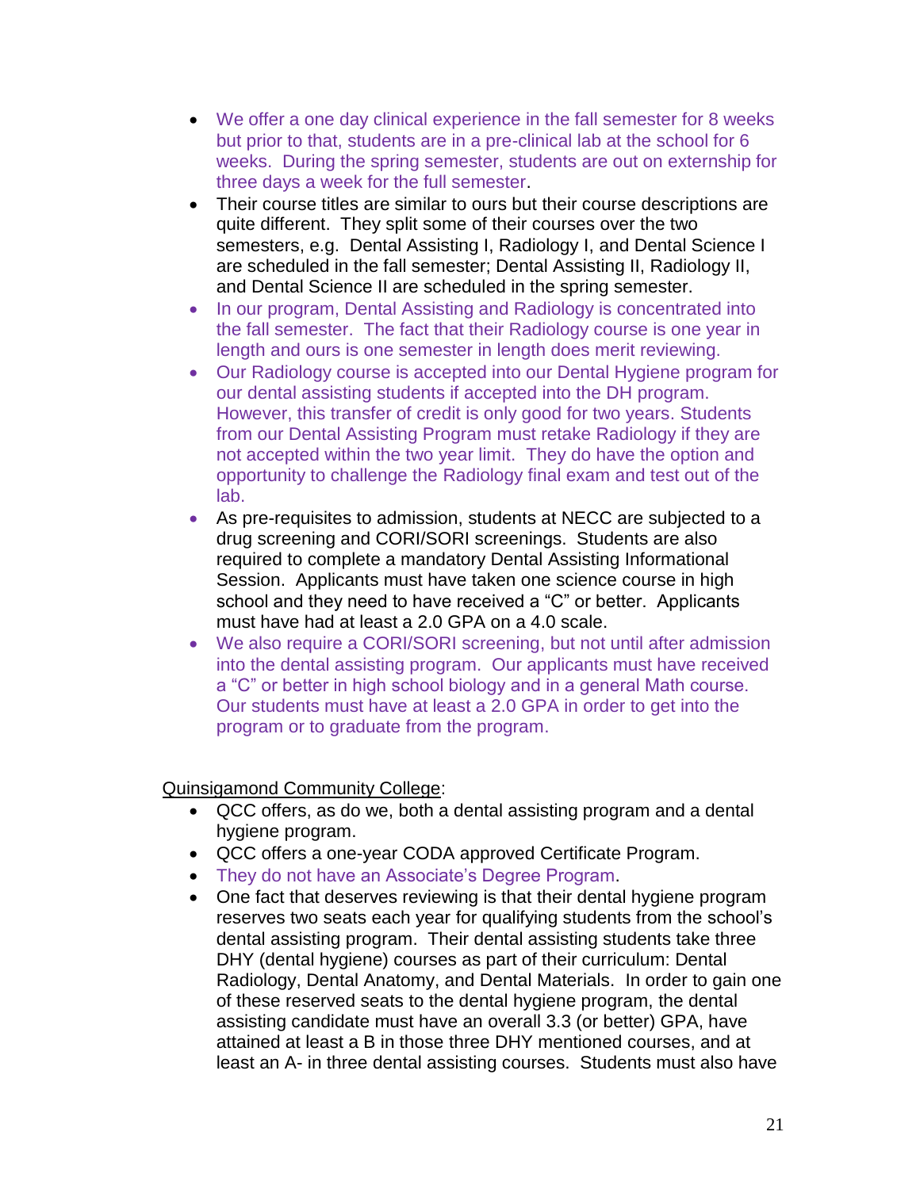- We offer a one day clinical experience in the fall semester for 8 weeks but prior to that, students are in a pre-clinical lab at the school for 6 weeks. During the spring semester, students are out on externship for three days a week for the full semester.
- Their course titles are similar to ours but their course descriptions are quite different. They split some of their courses over the two semesters, e.g. Dental Assisting I, Radiology I, and Dental Science I are scheduled in the fall semester; Dental Assisting II, Radiology II, and Dental Science II are scheduled in the spring semester.
- In our program, Dental Assisting and Radiology is concentrated into the fall semester. The fact that their Radiology course is one year in length and ours is one semester in length does merit reviewing.
- Our Radiology course is accepted into our Dental Hygiene program for our dental assisting students if accepted into the DH program. However, this transfer of credit is only good for two years. Students from our Dental Assisting Program must retake Radiology if they are not accepted within the two year limit. They do have the option and opportunity to challenge the Radiology final exam and test out of the lab.
- As pre-requisites to admission, students at NECC are subjected to a drug screening and CORI/SORI screenings. Students are also required to complete a mandatory Dental Assisting Informational Session. Applicants must have taken one science course in high school and they need to have received a "C" or better. Applicants must have had at least a 2.0 GPA on a 4.0 scale.
- We also require a CORI/SORI screening, but not until after admission into the dental assisting program. Our applicants must have received a "C" or better in high school biology and in a general Math course. Our students must have at least a 2.0 GPA in order to get into the program or to graduate from the program.

<u>Quinsigamond Community College</u>:

- QCC offers, as do we, both a dental assisting program and a dental hygiene program.
- QCC offers a one-year CODA approved Certificate Program.
- They do not have an Associate's Degree Program.
- One fact that deserves reviewing is that their dental hygiene program reserves two seats each year for qualifying students from the school's dental assisting program. Their dental assisting students take three DHY (dental hygiene) courses as part of their curriculum: Dental Radiology, Dental Anatomy, and Dental Materials. In order to gain one of these reserved seats to the dental hygiene program, the dental assisting candidate must have an overall 3.3 (or better) GPA, have attained at least a B in those three DHY mentioned courses, and at least an A- in three dental assisting courses. Students must also have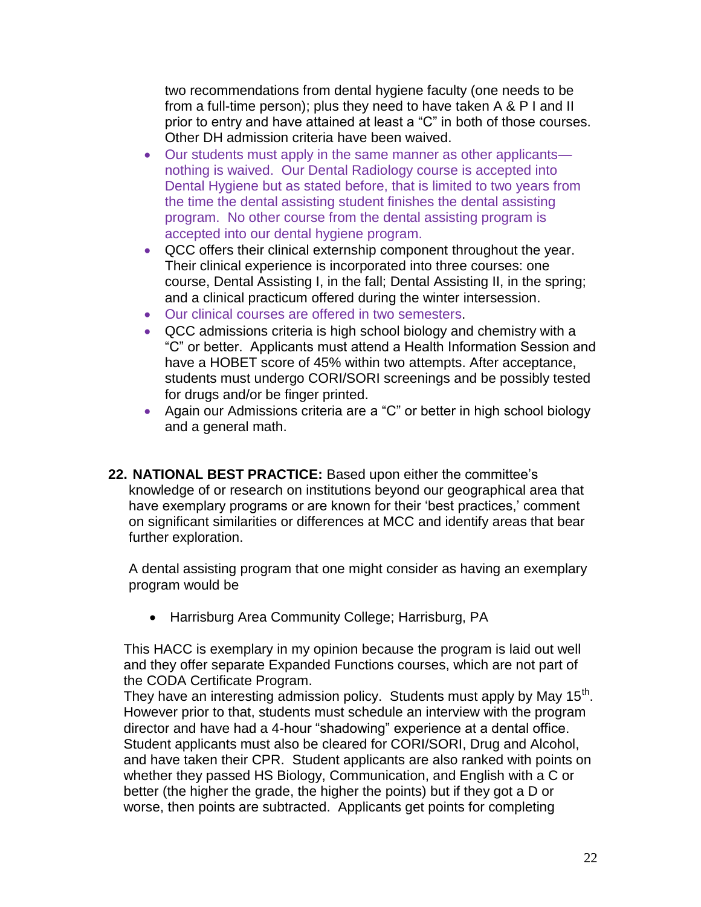two recommendations from dental hygiene faculty (one needs to be from a full-time person); plus they need to have taken A & P I and II prior to entry and have attained at least a "C" in both of those courses. Other DH admission criteria have been waived.

- Our students must apply in the same manner as other applicants—nothing is waived. Our Dental Radiology course is accepted into Dental Hygiene but as stated before, that is limited to two years from the time the dental assisting student finishes the dental assisting program. No other course from the dental assisting program is accepted into our dental hygiene program.
- QCC offers their clinical externship component throughout the year. Their clinical experience is incorporated into three courses: one course, Dental Assisting I, in the fall; Dental Assisting II, in the spring; and a clinical practicum offered during the winter intersession.
- Our clinical courses are offered in two semesters.
- QCC admissions criteria is high school biology and chemistry with a "C" or better. Applicants must attend a Health Information Session and have a HOBET score of 45% within two attempts. After acceptance, students must undergo CORI/SORI screenings and be possibly tested for drugs and/or be finger printed.
- Again our Admissions criteria are a "C" or better in high school biology and a general math.

**22. NATIONAL BEST PRACTICE:** Based upon either the committee's knowledge of or research on institutions beyond our geographical area that have exemplary programs or are known for their 'best practices,' comment on significant similarities or differences at MCC and identify areas that bear further exploration.

A dental assisting program that one might consider as having an exemplary program would be

- Harrisburg Area Community College; Harrisburg, PA

This HACC is exemplary in my opinion because the program is laid out well and they offer separate Expanded Functions courses, which are not part of the CODA Certificate Program.

They have an interesting admission policy. Students must apply by May 15th. However prior to that, students must schedule an interview with the program director and have had a 4-hour "shadowing" experience at a dental office. Student applicants must also be cleared for CORI/SORI, Drug and Alcohol, and have taken their CPR. Student applicants are also ranked with points on whether they passed HS Biology, Communication, and English with a C or better (the higher the grade, the higher the points) but if they got a D or worse, then points are subtracted. Applicants get points for completing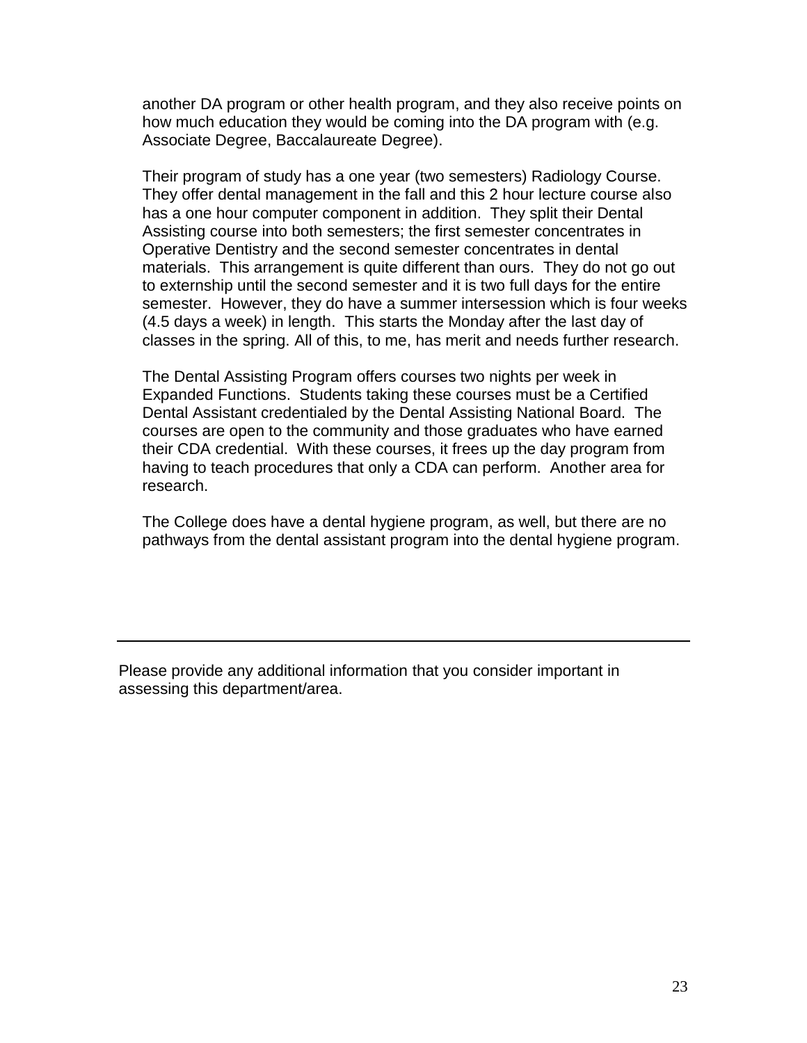another DA program or other health program, and they also receive points on how much education they would be coming into the DA program with (e.g. Associate Degree, Baccalaureate Degree).

Their program of study has a one year (two semesters) Radiology Course. They offer dental management in the fall and this 2 hour lecture course also has a one hour computer component in addition. They split their Dental Assisting course into both semesters; the first semester concentrates in Operative Dentistry and the second semester concentrates in dental materials. This arrangement is quite different than ours. They do not go out to externship until the second semester and it is two full days for the entire semester. However, they do have a summer intersession which is four weeks (4.5 days a week) in length. This starts the Monday after the last day of classes in the spring. All of this, to me, has merit and needs further research.

The Dental Assisting Program offers courses two nights per week in Expanded Functions. Students taking these courses must be a Certified Dental Assistant credentialed by the Dental Assisting National Board. The courses are open to the community and those graduates who have earned their CDA credential. With these courses, it frees up the day program from having to teach procedures that only a CDA can perform. Another area for research.

The College does have a dental hygiene program, as well, but there are no pathways from the dental assistant program into the dental hygiene program.

---

Please provide any additional information that you consider important in assessing this department/area.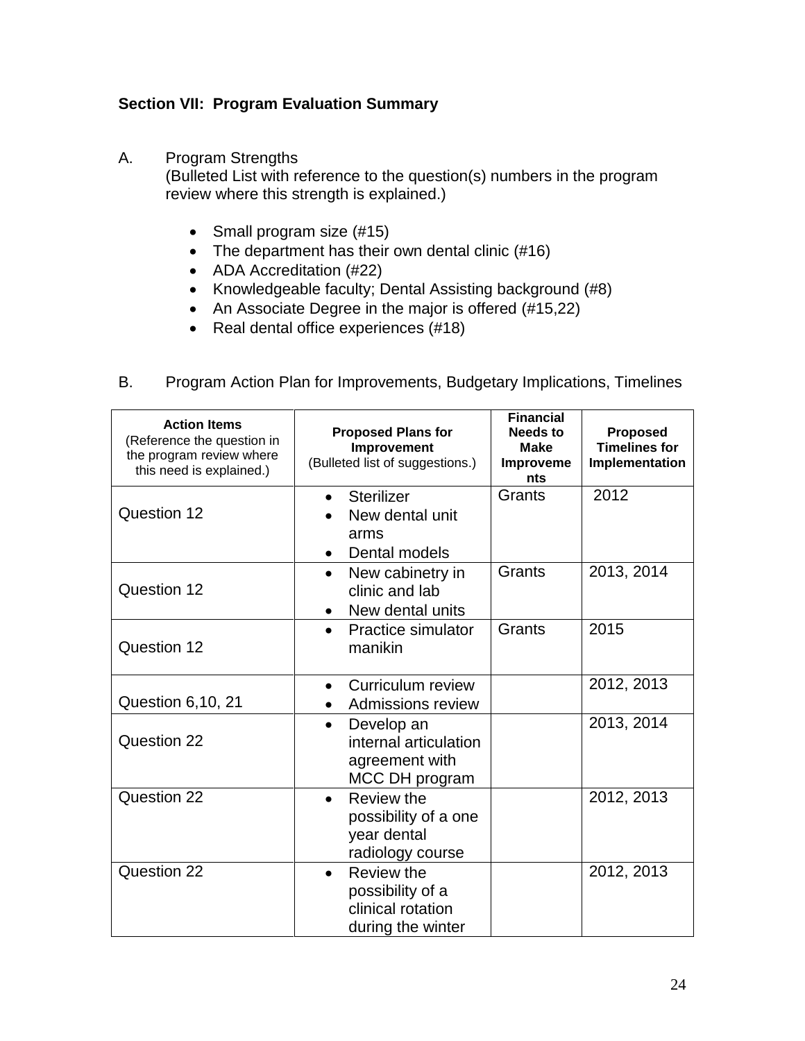**Section VII: Program Evaluation Summary**

A. Program Strengths
(Bulleted List with reference to the question(s) numbers in the program review where this strength is explained.)

- Small program size (#15)
- The department has their own dental clinic (#16)
- ADA Accreditation (#22)
- Knowledgeable faculty; Dental Assisting background (#8)
- An Associate Degree in the major is offered (#15,22)
- Real dental office experiences (#18)

B. Program Action Plan for Improvements, Budgetary Implications, Timelines

| **Action Items** (Reference the question in the program review where this need is explained.) | **Proposed Plans for Improvement** (Bulleted list of suggestions.) | **Financial Needs to Make Improvements** | **Proposed Timelines for Implementation** |
|---|---|---|---|
| Question 12 | • Sterilizer<br>• New dental unit arms<br>• Dental models | Grants | 2012 |
| Question 12 | • New cabinetry in clinic and lab<br>• New dental units | Grants | 2013, 2014 |
| Question 12 | • Practice simulator manikin | Grants | 2015 |
| Question 6,10, 21 | • Curriculum review<br>• Admissions review | | 2012, 2013 |
| Question 22 | • Develop an internal articulation agreement with MCC DH program | | 2013, 2014 |
| Question 22 | • Review the possibility of a one year dental radiology course | | 2012, 2013 |
| Question 22 | • Review the possibility of a clinical rotation during the winter | | 2012, 2013 |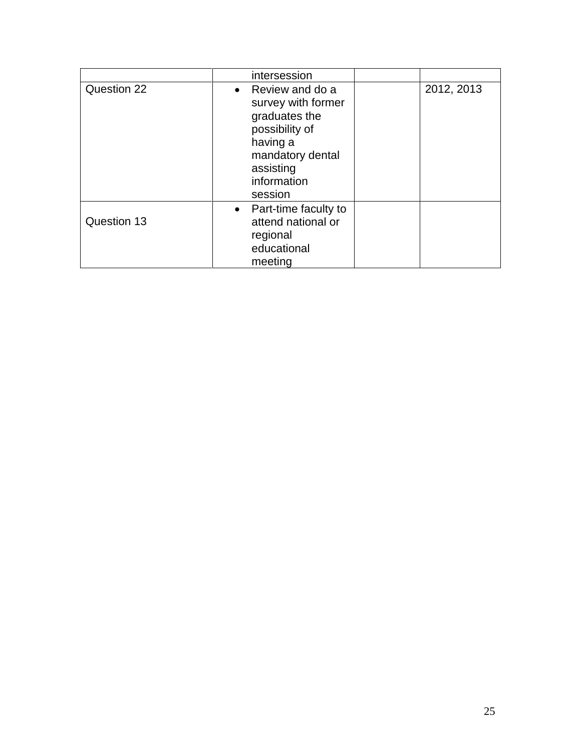| | | | |
|---|---|---|---|
| | intersession | | |
| Question 22 | • Review and do a survey with former graduates the possibility of having a mandatory dental assisting information session | | 2012, 2013 |
| Question 13 | • Part-time faculty to attend national or regional educational meeting | | |